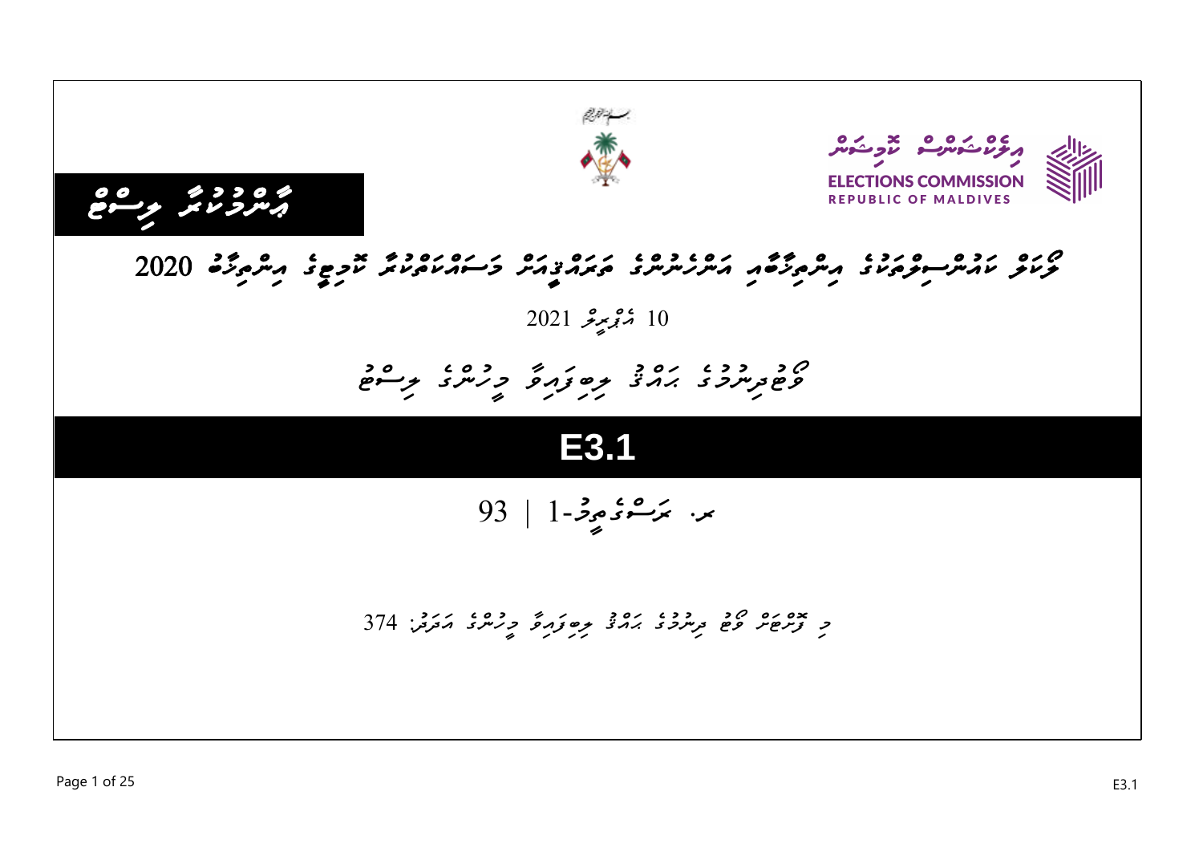بسم الله الرحمن الرحيم

އިލެކްޝަންސް ކޮމިޝަން

ELECTIONS COMMISSION
REPUBLIC OF MALDIVES

# އަންދާޒާ ލިސްޓް

## ލޯކަލް ކައުންސިލްތަކުގެ އިންތިޚާބާއި އަންހެނުންގެ ތަރައްޤީއަށް މަސައްކަތްކުރާ ކޮމިޓީގެ އިންތިޚާބު 2020

10 އޭޕްރީލް 2021

ވޯޓުދިނުމުގެ ހައިސިއްޔަތު ލިބިފައިވާ މީހުންގެ ލިސްޓު

# E3.1

ރ. ރަސްގެތީމު-1 | 93

މި ފޯރމުގައި ވޯޓު ދިނުމުގެ ހައިސިއްޔަތު ލިބިފައިވާ މީހުންގެ އަދަދު: 374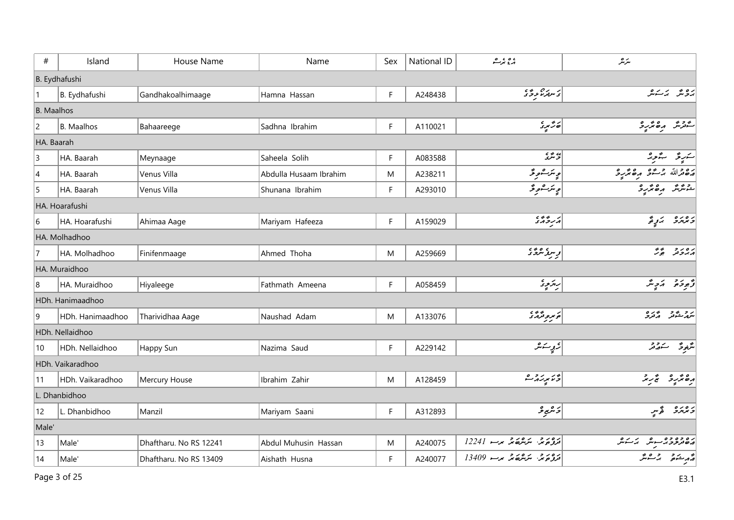| # | Island | House Name | Name | Sex | National ID | ދާއިރާ | ނަން |
|---|---|---|---|---|---|---|---|
| B. Eydhafushi | | | | | | | |
| 1 | B. Eydhafushi | Gandhakoalhimaage | Hamna Hassan | F | A248438 | ގަންދަކޮޅިމާގެ | ހަމްނާ ހަސަން |
| B. Maalhos | | | | | | | |
| 2 | B. Maalhos | Bahaareege | Sadhna Ibrahim | F | A110021 | ބަހާރީގެ | ސަދްނާ އިބްރާހީމް |
| HA. Baarah | | | | | | | |
| 3 | HA. Baarah | Meynaage | Saheela Solih | F | A083588 | މޭނާގެ | ސަހީލާ ޞާލިޙް |
| 4 | HA. Baarah | Venus Villa | Abdulla Husaam Ibrahim | M | A238211 | ވީނަސްވިލާ | އަބްދުﷲ ހުސާމް އިބްރާހީމް |
| 5 | HA. Baarah | Venus Villa | Shunana Ibrahim | F | A293010 | ވީނަސްވިލާ | ޝުނާނާ އިބްރާހީމް |
| HA. Hoarafushi | | | | | | | |
| 6 | HA. Hoarafushi | Ahimaa Aage | Mariyam Hafeeza | F | A159029 | އަހިމާއާގެ | މަރިޔަމް ހަފީޒާ |
| HA. Molhadhoo | | | | | | | |
| 7 | HA. Molhadhoo | Finifenmaage | Ahmed Thoha | M | A259669 | ފިނިފެންމާގެ | އަޙްމަދު ޠޯހާ |
| HA. Muraidhoo | | | | | | | |
| 8 | HA. Muraidhoo | Hiyaleege | Fathmath Ameena | F | A058459 | ހިޔަލީގެ | ފާތިމަތު އަމީނާ |
| HDh. Hanimaadhoo | | | | | | | |
| 9 | HDh. Hanimaadhoo | Tharividhaa Aage | Naushad Adam | M | A133076 | ތަރިވިދާއާގެ | ނައުޝާދު އާދަމް |
| HDh. Nellaidhoo | | | | | | | |
| 10 | HDh. Nellaidhoo | Happy Sun | Nazima Saud | F | A229142 | ހެޕީސަން | ނާޒިމާ ސައުދު |
| HDh. Vaikaradhoo | | | | | | | |
| 11 | HDh. Vaikaradhoo | Mercury House | Ibrahim Zahir | M | A128459 | މާކިއުރީހައުސް | އިބްރާހީމް ޒާހިރު |
| L. Dhanbidhoo | | | | | | | |
| 12 | L. Dhanbidhoo | Manzil | Mariyam Saani | F | A312893 | މަންޒިލް | މަރިޔަމް ޞާނީ |
| Male' | | | | | | | |
| 13 | Male' | Dhaftharu. No RS 12241 | Abdul Muhusin Hassan | M | A240075 | ދަފްތަރު. ނަންބަރު ރސ 12241 | އަބްދުލްމުހުސިން ހަސަން |
| 14 | Male' | Dhaftharu. No RS 13409 | Aishath Husna | F | A240077 | ދަފްތަރު. ނަންބަރު ރސ 13409 | އައިޝަތު ހުސްނާ |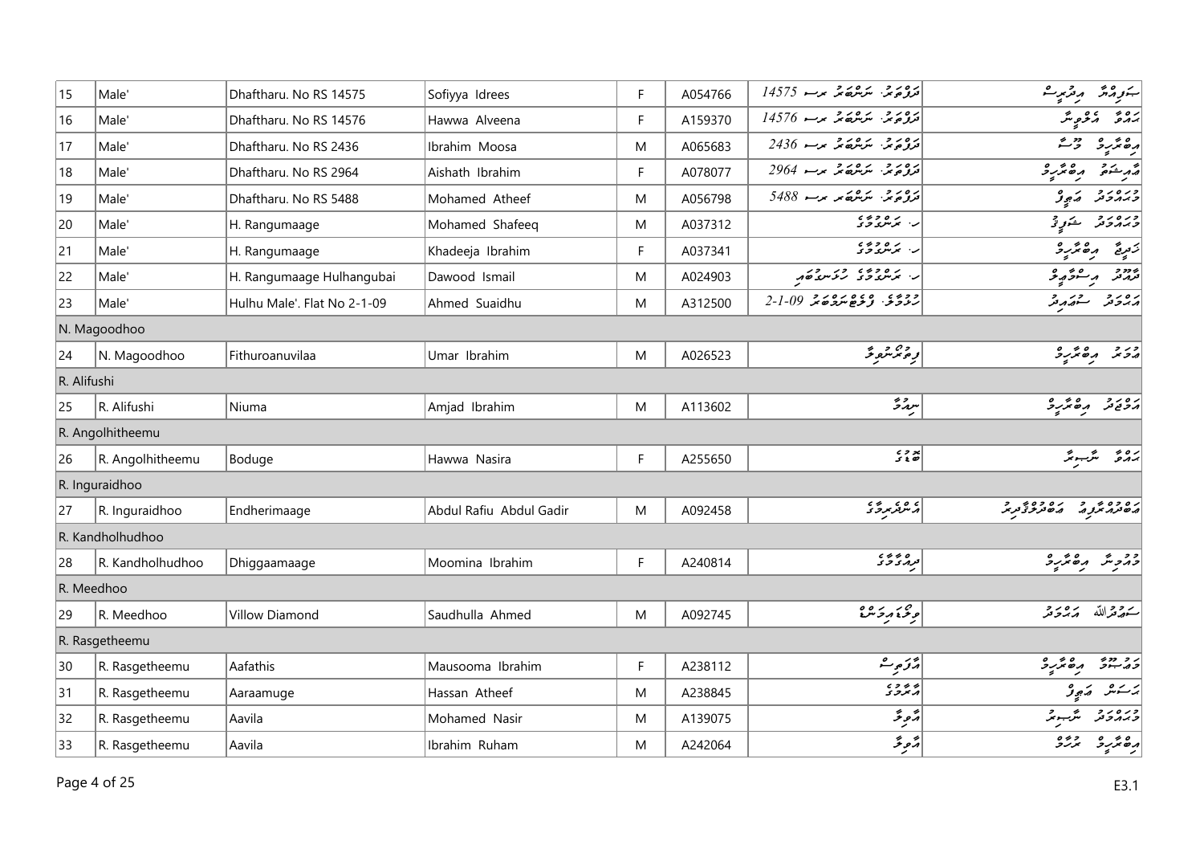| 15 | Male' | Dhaftharu. No RS 14575 | Sofiyya Idrees | F | A054766 | ދަފްތަރު. ނަންބަރު ރސ 14575 | ސޯފިއްޔާ އިދްރީސް |
|---|---|---|---|---|---|---|---|
| 16 | Male' | Dhaftharu. No RS 14576 | Hawwa Alveena | F | A159370 | ދަފްތަރު. ނަންބަރު ރސ 14576 | ހައްވާ އަލްވީނާ |
| 17 | Male' | Dhaftharu. No RS 2436 | Ibrahim Moosa | M | A065683 | ދަފްތަރު. ނަންބަރު ރސ 2436 | އިބްރާހީމް މޫސާ |
| 18 | Male' | Dhaftharu. No RS 2964 | Aishath Ibrahim | F | A078077 | ދަފްތަރު. ނަންބަރު ރސ 2964 | އާއިޝަތު އިބްރާހީމް |
| 19 | Male' | Dhaftharu. No RS 5488 | Mohamed Atheef | M | A056798 | ދަފްތަރު. ނަންބަރު ރސ 5488 | މުޙައްމަދު އަތީފް |
| 20 | Male' | H. Rangumaage | Mohamed Shafeeq | M | A037312 | ހ. ރަނގުމާގެ | މުޙައްމަދު ޝަފީޤު |
| 21 | Male' | H. Rangumaage | Khadeeja Ibrahim | F | A037341 | ހ. ރަނގުމާގެ | ޚަދީޖާ އިބްރާހީމް |
| 22 | Male' | H. Rangumaage Hulhangubai | Dawood Ismail | M | A024903 | ހ. ރަނގުމާގެ ހުޅަނގުބައި | ދާއޫދު އިސްމާއިލް |
| 23 | Male' | Hulhu Male'. Flat No 2-1-09 | Ahmed Suaidhu | M | A312500 | ހުޅުމާލެ. ފްލެޓް ނަންބަރު 09-1-2 | އަޙްމަދު ސުޢައިދު |
| N. Magoodhoo | | | | | | | |
| 24 | N. Magoodhoo | Fithuroanuvilaa | Umar Ibrahim | M | A026523 | ފިތުރޯނުވިލާ | ޢުމަރު އިބްރާހީމް |
| R. Alifushi | | | | | | | |
| 25 | R. Alifushi | Niuma | Amjad Ibrahim | M | A113602 | ނިޢުމާ | އަމްޖަދު އިބްރާހީމް |
| R. Angolhitheemu | | | | | | | |
| 26 | R. Angolhitheemu | Boduge | Hawwa Nasira | F | A255650 | ބޮޑުގެ | ހައްވާ ނާސިރާ |
| R. Inguraidhoo | | | | | | | |
| 27 | R. Inguraidhoo | Endherimaage | Abdul Rafiu Abdul Gadir | M | A092458 | އެންދެރިމާގެ | އަބްދުއްރަފީޢު އަބްދުލްޤާދިރު |
| R. Kandholhudhoo | | | | | | | |
| 28 | R. Kandholhudhoo | Dhiggaamaage | Moomina Ibrahim | F | A240814 | ދިއްގާމާގެ | މޫމިނާ އިބްރާހީމް |
| R. Meedhoo | | | | | | | |
| 29 | R. Meedhoo | Villow Diamond | Saudhulla Ahmed | M | A092745 | ވިލޯ ޑައިމަންޑް | ސަޢުދުﷲ އަޙްމަދު |
| R. Rasgetheemu | | | | | | | |
| 30 | R. Rasgetheemu | Aafathis | Mausooma Ibrahim | F | A238112 | އާފަތިސް | މައުސޫމާ އިބްރާހީމް |
| 31 | R. Rasgetheemu | Aaraamuge | Hassan Atheef | M | A238845 | އާރާމުގެ | ހަސަން އަތީފް |
| 32 | R. Rasgetheemu | Aavila | Mohamed Nasir | M | A139075 | އާވިލާ | މުޙައްމަދު ނާސިރު |
| 33 | R. Rasgetheemu | Aavila | Ibrahim Ruham | M | A242064 | އާވިލާ | އިބްރާހީމް ރުހާމް |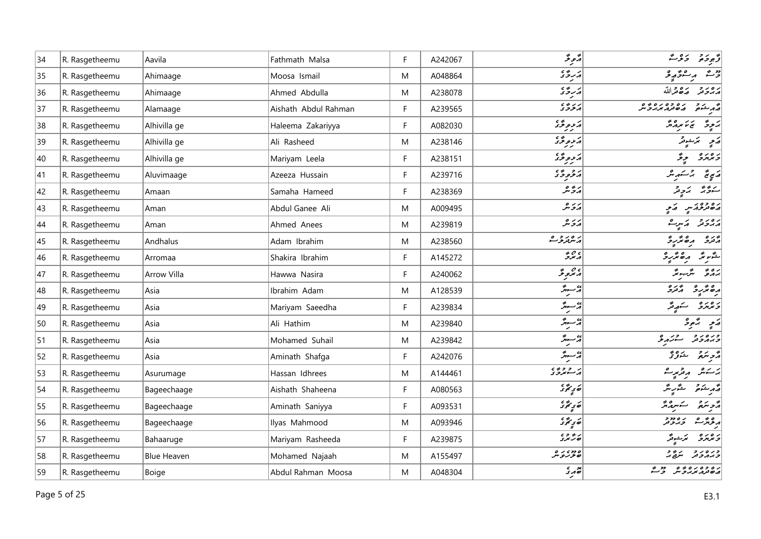| 34 | R. Rasgetheemu | Aavila | Fathmath Malsa | F | A242067 | އާވިލާ | ފާތިމަތު މަލްސާ |
|---|---|---|---|---|---|---|---|
| 35 | R. Rasgetheemu | Ahimaage | Moosa Ismail | M | A048864 | އަހިމާގެ | މޫސާ އިސްމާއިލް |
| 36 | R. Rasgetheemu | Ahimaage | Ahmed Abdulla | M | A238078 | އަހިމާގެ | އަޙްމަދު އަބްދުﷲ |
| 37 | R. Rasgetheemu | Alamaage | Aishath Abdul Rahman | F | A239565 | އަލަމާގެ | އާއިޝަތު އަބްދުއްރަޙްމާން |
| 38 | R. Rasgetheemu | Alhivilla ge | Haleema Zakariyya | F | A082030 | އަލްހިވިލާގެ | ހަލީމާ ޒަކަރިއްޔާ |
| 39 | R. Rasgetheemu | Alhivilla ge | Ali Rasheed | M | A238146 | އަލްހިވިލާގެ | އަލި ރަޝީދު |
| 40 | R. Rasgetheemu | Alhivilla ge | Mariyam Leela | F | A238151 | އަލްހިވިލާގެ | މަރިޔަމް ލީލާ |
| 41 | R. Rasgetheemu | Aluvimaage | Azeeza Hussain | F | A239716 | އަލުވިމާގެ | އަޒީޒާ ހުސައިން |
| 42 | R. Rasgetheemu | Amaan | Samaha Hameed | F | A238369 | އަމާން | ސަމާހާ ހަމީދު |
| 43 | R. Rasgetheemu | Aman | Abdul Ganee Ali | M | A009495 | އަމަން | އަބްދުލްޣަނީ އަލި |
| 44 | R. Rasgetheemu | Aman | Ahmed Anees | M | A239819 | އަމަން | އަޙްމަދު އަނީސް |
| 45 | R. Rasgetheemu | Andhalus | Adam Ibrahim | M | A238560 | އަންދަލުސް | އާދަމް އިބްރާހީމް |
| 46 | R. Rasgetheemu | Arromaa | Shakira Ibrahim | F | A145272 | އަރޯމާ | ޝާކިރާ އިބްރާހީމް |
| 47 | R. Rasgetheemu | Arrow Villa | Hawwa Nasira | F | A240062 | އެރޯވިލާ | ހައްވާ ނާސިރާ |
| 48 | R. Rasgetheemu | Asia | Ibrahim Adam | M | A128539 | އޭސިއާ | އިބްރާހީމް އާދަމް |
| 49 | R. Rasgetheemu | Asia | Mariyam Saeedha | F | A239834 | އޭސިއާ | މަރިޔަމް ސައީދާ |
| 50 | R. Rasgetheemu | Asia | Ali Hathim | M | A239840 | އޭސިއާ | އަލި ހާތިމް |
| 51 | R. Rasgetheemu | Asia | Mohamed Suhail | M | A239842 | އޭސިއާ | މުހައްމަދު ސުހައިލް |
| 52 | R. Rasgetheemu | Asia | Aminath Shafga | F | A242076 | އޭސިއާ | އާމިނަތު ޝަފްގާ |
| 53 | R. Rasgetheemu | Asurumage | Hassan Idhrees | M | A144461 | އަސުރުމަގެ | ހަސަން އިދުރީސް |
| 54 | R. Rasgetheemu | Bageechaage | Aishath Shaheena | F | A080563 | ބަގީޗާގެ | އާއިޝަތު ޝާހީނާ |
| 55 | R. Rasgetheemu | Bageechaage | Aminath Saniyya | F | A093531 | ބަގީޗާގެ | އާމިނަތު ސަނިއްޔާ |
| 56 | R. Rasgetheemu | Bageechaage | Ilyas Mahmood | M | A093946 | ބަގީޗާގެ | އިލްޔާސް މަޙްމޫދު |
| 57 | R. Rasgetheemu | Bahaaruge | Mariyam Rasheeda | F | A239875 | ބަހާރުގެ | މަރިޔަމް ރަޝީދާ |
| 58 | R. Rasgetheemu | Blue Heaven | Mohamed Najaah | M | A155497 | ބްލޫހެވަން | މުހައްމަދު ނަޖާހު |
| 59 | R. Rasgetheemu | Boige | Abdul Rahman Moosa | M | A048304 | ބޮއިގެ | އަބްދުއްރަޙްމާން މޫސާ |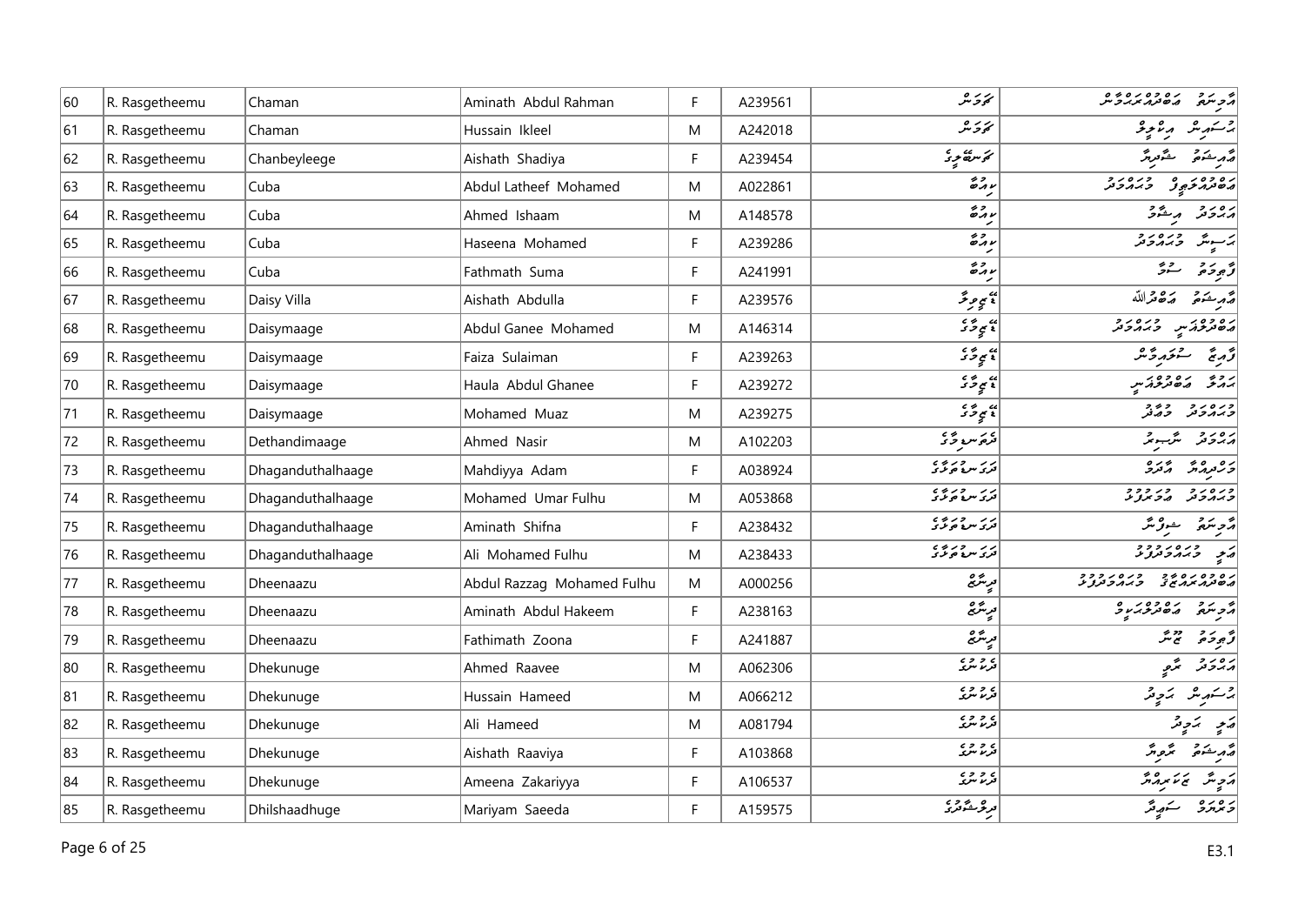| 60 | R. Rasgetheemu | Chaman | Aminath Abdul Rahman | F | A239561 | ޗަމަން | އާމިނަތު އަބްދުލްރަޙްމާން |
|---|---|---|---|---|---|---|---|
| 61 | R. Rasgetheemu | Chaman | Hussain Ikleel | M | A242018 | ޗަމަން | ޙުސައިން އިކްލީލް |
| 62 | R. Rasgetheemu | Chanbeyleege | Aishath Shadiya | F | A239454 | ޗަންބޭލީގެ | އާއިށަތު ށާދިޔާ |
| 63 | R. Rasgetheemu | Cuba | Abdul Latheef Mohamed | M | A022861 | ކިއުބާ | އަބްދުލްލަޠީފް މުޙައްމަދު |
| 64 | R. Rasgetheemu | Cuba | Ahmed Ishaam | M | A148578 | ކިއުބާ | އަޙްމަދު އިޝާމް |
| 65 | R. Rasgetheemu | Cuba | Haseena Mohamed | F | A239286 | ކިއުބާ | ހަސީނާ މުޙައްމަދު |
| 66 | R. Rasgetheemu | Cuba | Fathmath Suma | F | A241991 | ކިއުބާ | ފާތިމަތު ސުމާ |
| 67 | R. Rasgetheemu | Daisy Villa | Aishath Abdulla | F | A239576 | ޑޭޒީވިލާ | އާއިށަތު އަބްދުﷲ |
| 68 | R. Rasgetheemu | Daisymaage | Abdul Ganee Mohamed | M | A146314 | ޑޭޒީމާގެ | އަބްދުލްޣަނީ މުޙައްމަދު |
| 69 | R. Rasgetheemu | Daisymaage | Faiza Sulaiman | F | A239263 | ޑޭޒީމާގެ | ފާއިޒާ ސުލައިމާން |
| 70 | R. Rasgetheemu | Daisymaage | Haula Abdul Ghanee | F | A239272 | ޑޭޒީމާގެ | ހައުލާ އަބްދުލްޣަނީ |
| 71 | R. Rasgetheemu | Daisymaage | Mohamed Muaz | M | A239275 | ޑޭޒީމާގެ | މުޙައްމަދު މުއާޛު |
| 72 | R. Rasgetheemu | Dethandimaage | Ahmed Nasir | M | A102203 | ދެތަނދިމާގެ | އަޙްމަދު ނާޞިރު |
| 73 | R. Rasgetheemu | Dhaganduthalhaage | Mahdiyya Adam | F | A038924 | ދަގަނޑުތަޅާގެ | މަހްދިއްޔާ އާދަމް |
| 74 | R. Rasgetheemu | Dhaganduthalhaage | Mohamed Umar Fulhu | M | A053868 | ދަގަނޑުތަޅާގެ | މުޙައްމަދު ޢުމަރުފުޅު |
| 75 | R. Rasgetheemu | Dhaganduthalhaage | Aminath Shifna | F | A238432 | ދަގަނޑުތަޅާގެ | އާމިނަތު ޝިފްނާ |
| 76 | R. Rasgetheemu | Dhaganduthalhaage | Ali Mohamed Fulhu | M | A238433 | ދަގަނޑުތަޅާގެ | ޢަލި މުޙައްމަދުފުޅު |
| 77 | R. Rasgetheemu | Dheenaazu | Abdul Razzag Mohamed Fulhu | M | A000256 | ދީނާޒު | އަބްދުއްރައްޒާގު މުޙައްމަދުފުޅު |
| 78 | R. Rasgetheemu | Dheenaazu | Aminath Abdul Hakeem | F | A238163 | ދީނާޒު | އާމިނަތު އަބްދުލްޙަކީމް |
| 79 | R. Rasgetheemu | Dheenaazu | Fathimath Zoona | F | A241887 | ދީނާޒު | ފާތިމަތު ޒޫނާ |
| 80 | R. Rasgetheemu | Dhekunuge | Ahmed Raavee | M | A062306 | ދެކުނުގެ | އަޙްމަދު ރާވީ |
| 81 | R. Rasgetheemu | Dhekunuge | Hussain Hameed | M | A066212 | ދެކުނުގެ | ޙުސައިން ޙަމީދު |
| 82 | R. Rasgetheemu | Dhekunuge | Ali Hameed | M | A081794 | ދެކުނުގެ | ޢަލި ޙަމީދު |
| 83 | R. Rasgetheemu | Dhekunuge | Aishath Raaviya | F | A103868 | ދެކުނުގެ | އާއިށަތު ރާވިޔާ |
| 84 | R. Rasgetheemu | Dhekunuge | Ameena Zakariyya | F | A106537 | ދެކުނުގެ | އަމީނާ ޒަކަރިއްޔާ |
| 85 | R. Rasgetheemu | Dhilshaadhuge | Mariyam Saeeda | F | A159575 | ދިލްޝާދުގެ | މަރިޔަމް ސަޢީދާ |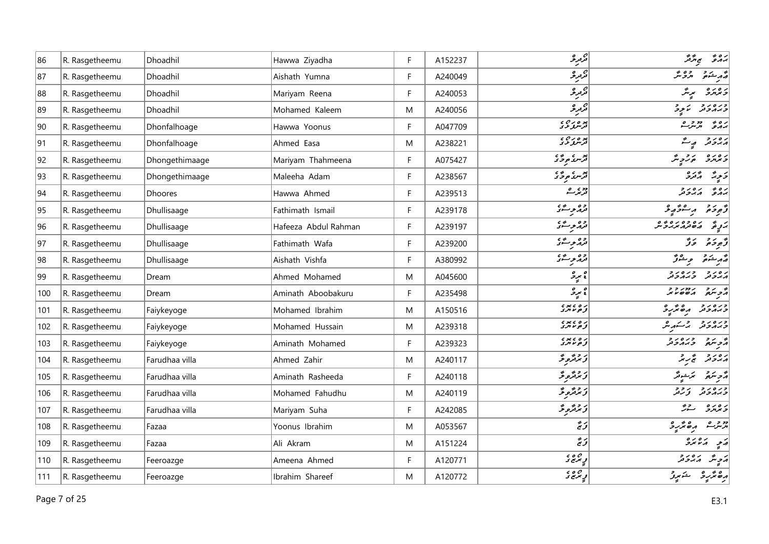| 86 | R. Rasgetheemu | Dhoadhil | Hawwa Ziyadha | F | A152237 | ترمرو | برەپ سرگر |
|---|---|---|---|---|---|---|---|
| 87 | R. Rasgetheemu | Dhoadhil | Aishath Yumna | F | A240049 | ترمرو | مەرشەم مرومگر |
| 88 | R. Rasgetheemu | Dhoadhil | Mariyam Reena | F | A240053 | ترمرو | كەمرمرو سرىگر |
| 89 | R. Rasgetheemu | Dhoadhil | Mohamed Kaleem | M | A240056 | ترمرو | دىرەرد ئەبرو |
| 90 | R. Rasgetheemu | Dhonfalhoage | Hawwa Yoonus | F | A047709 | ترسرو د ، | برەپ ترسرے |
| 91 | R. Rasgetheemu | Dhonfalhoage | Ahmed Easa | M | A238221 | ترسرو د ، | برەرد پرسگ |
| 92 | R. Rasgetheemu | Dhongethimaage | Mariyam Thahmeena | F | A075427 | ترسر ، موڅ ، | كەمرمرو مرروپرىگر |
| 93 | R. Rasgetheemu | Dhongethimaage | Maleeha Adam | F | A238567 | ترسر ، موڅ ، | كەموبر مەمەرە |
| 94 | R. Rasgetheemu | Dhoores | Hawwa Ahmed | F | A239513 | ترىرىشە | برەپ برەرد |
| 95 | R. Rasgetheemu | Dhullisaage | Fathimath Ismail | F | A239178 | ترمروسگ ، | ۇجوخۇ مرسۇمپو |
| 96 | R. Rasgetheemu | Dhullisaage | Hafeeza Abdul Rahman | F | A239197 | ترمروسگ ، | بروپر مەھەرمەبرەرگىر |
| 97 | R. Rasgetheemu | Dhullisaage | Fathimath Wafa | F | A239200 | ترمروسگ ، | ۇجوخۇ وۇ |
| 98 | R. Rasgetheemu | Dhullisaage | Aishath Vishfa | F | A380992 | ترمروسگ ، | مەرشەم وشۇ |
| 99 | R. Rasgetheemu | Dream | Ahmed Mohamed | M | A045600 | ، برو | برەرد دىرەرد |
| 100 | R. Rasgetheemu | Dream | Aminath Aboobakuru | F | A235498 | ، برو | مەرسۇ مەھەمەم |
| 101 | R. Rasgetheemu | Faiykeyoge | Mohamed Ibrahim | M | A150516 | زەرەپرى | دىرەرد مەھەمرو |
| 102 | R. Rasgetheemu | Faiykeyoge | Mohamed Hussain | M | A239318 | زەرەپرى | دىرەرد برسەمرسر |
| 103 | R. Rasgetheemu | Faiykeyoge | Aminath Mohamed | F | A239323 | زەرەپرى | مەرسۇ دىرەرد |
| 104 | R. Rasgetheemu | Farudhaa villa | Ahmed Zahir | M | A240117 | ۇبرترموڭ | برەرد گەرىد |
| 105 | R. Rasgetheemu | Farudhaa villa | Aminath Rasheeda | F | A240118 | ۇبرترموڭ | مەرسۇ برشوتر |
| 106 | R. Rasgetheemu | Farudhaa villa | Mohamed Fahudhu | M | A240119 | ۇبرترموڭ | دىرەرد ۇرتر |
| 107 | R. Rasgetheemu | Farudhaa villa | Mariyam Suha | F | A242085 | ۇبرترموڭ | كەمرمرو سىر |
| 108 | R. Rasgetheemu | Fazaa | Yoonus Ibrahim | M | A053567 | ۇنج | ترسرے مەھەمرو |
| 109 | R. Rasgetheemu | Fazaa | Ali Akram | M | A151224 | ۇنج | مەم مەمرو |
| 110 | R. Rasgetheemu | Feeroazge | Ameena Ahmed | F | A120771 | ۆىرى ، | مەجەسر برەرد |
| 111 | R. Rasgetheemu | Feeroazge | Ibrahim Shareef | M | A120772 | ۆىرى ، | مەھەمرو شەمرو |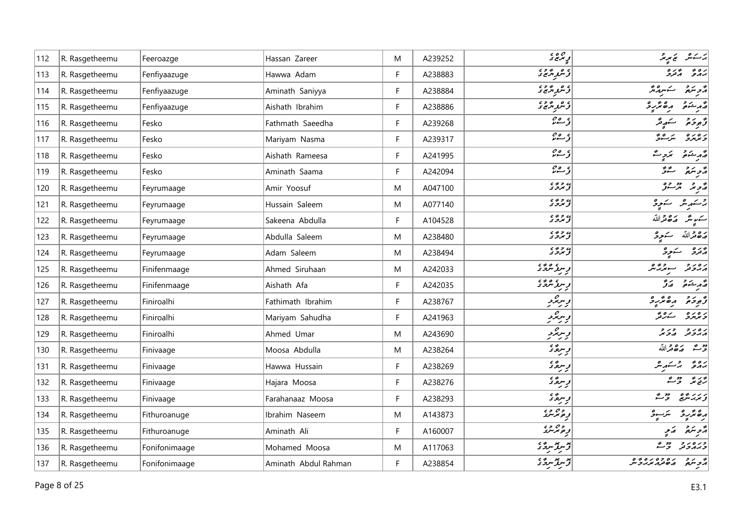| 112 | R. Rasgetheemu | Feeroazge | Hassan Zareer | M | A239252 | ޕީރޯޒްގެ | ހަސަން ޒަރީރު |
|---|---|---|---|---|---|---|---|
| 113 | R. Rasgetheemu | Fenfiyaazuge | Hawwa Adam | F | A238883 | ފެންފިޔާޒުގެ | ހައްވާ އާދަމް |
| 114 | R. Rasgetheemu | Fenfiyaazuge | Aminath Saniyya | F | A238884 | ފެންފިޔާޒުގެ | އާމިނަތު ސަނިއްޔާ |
| 115 | R. Rasgetheemu | Fenfiyaazuge | Aishath Ibrahim | F | A238886 | ފެންފިޔާޒުގެ | އާއިޝަތު އިބްރާހިމް |
| 116 | R. Rasgetheemu | Fesko | Fathmath Saeedha | F | A239268 | ފެސްކޮ | ފާތިމަތު ސަޢީދާ |
| 117 | R. Rasgetheemu | Fesko | Mariyam Nasma | F | A239317 | ފެސްކޮ | މަރިޔަމް ނަސްމާ |
| 118 | R. Rasgetheemu | Fesko | Aishath Rameesa | F | A241995 | ފެސްކޮ | އާއިޝަތު ރަމީސާ |
| 119 | R. Rasgetheemu | Fesko | Aminath Saama | F | A242094 | ފެސްކޮ | އާމިނަތު ސާމާ |
| 120 | R. Rasgetheemu | Feyrumaage | Amir Yoosuf | M | A047100 | ފެރުމާގެ | އާމިރު ޔޫސުފް |
| 121 | R. Rasgetheemu | Feyrumaage | Hussain Saleem | M | A077140 | ފެރުމާގެ | ހުސައިން ސަލީމް |
| 122 | R. Rasgetheemu | Feyrumaage | Sakeena Abdulla | F | A104528 | ފެރުމާގެ | ސަކީނާ އަބްދުالله |
| 123 | R. Rasgetheemu | Feyrumaage | Abdulla Saleem | M | A238480 | ފެރުމާގެ | އަބްދުالله ސަލީމް |
| 124 | R. Rasgetheemu | Feyrumaage | Adam Saleem | M | A238494 | ފެރުމާގެ | އާދަމް ސަލީމް |
| 125 | R. Rasgetheemu | Finifenmaage | Ahmed Siruhaan | M | A242033 | ފިނިފެންމާގެ | އަޙްމަދު ސިރުހާން |
| 126 | R. Rasgetheemu | Finifenmaage | Aishath Afa | F | A242035 | ފިނިފެންމާގެ | އާއިޝަތު އަފާ |
| 127 | R. Rasgetheemu | Finiroalhi | Fathimath Ibrahim | F | A238767 | ފިނިރޯޅި | ފާތިމަތު އިބްރާހިމް |
| 128 | R. Rasgetheemu | Finiroalhi | Mariyam Sahudha | F | A241963 | ފިނިރޯޅި | މަރިޔަމް ސަހުދާ |
| 129 | R. Rasgetheemu | Finiroalhi | Ahmed Umar | M | A243690 | ފިނިރޯޅި | އަޙްމަދު އުމަރު |
| 130 | R. Rasgetheemu | Finivaage | Moosa Abdulla | M | A238264 | ފިނިވާގެ | މޫސާ އަބްދުالله |
| 131 | R. Rasgetheemu | Finivaage | Hawwa Hussain | F | A238269 | ފިނިވާގެ | ހައްވާ ހުސައިން |
| 132 | R. Rasgetheemu | Finivaage | Hajara Moosa | F | A238276 | ފިނިވާގެ | ހާޖަރާ މޫސާ |
| 133 | R. Rasgetheemu | Finivaage | Farahanaaz Moosa | F | A238293 | ފިނިވާގެ | ފަރަހަނާޒް މޫސާ |
| 134 | R. Rasgetheemu | Fithuroanuge | Ibrahim Naseem | M | A143873 | ފިތުރޯނުގެ | އިބްރާހިމް ނަސީމް |
| 135 | R. Rasgetheemu | Fithuroanuge | Aminath Ali | F | A160007 | ފިތުރޯނުގެ | އާމިނަތު އަލި |
| 136 | R. Rasgetheemu | Fonifonimaage | Mohamed Moosa | M | A117063 | ފޮނިފޮނިމާގެ | މުޙައްމަދު މޫސާ |
| 137 | R. Rasgetheemu | Fonifonimaage | Aminath Abdul Rahman | F | A238854 | ފޮނިފޮނިމާގެ | އާމިނަތު އަބްދުއްރަޙްމާން |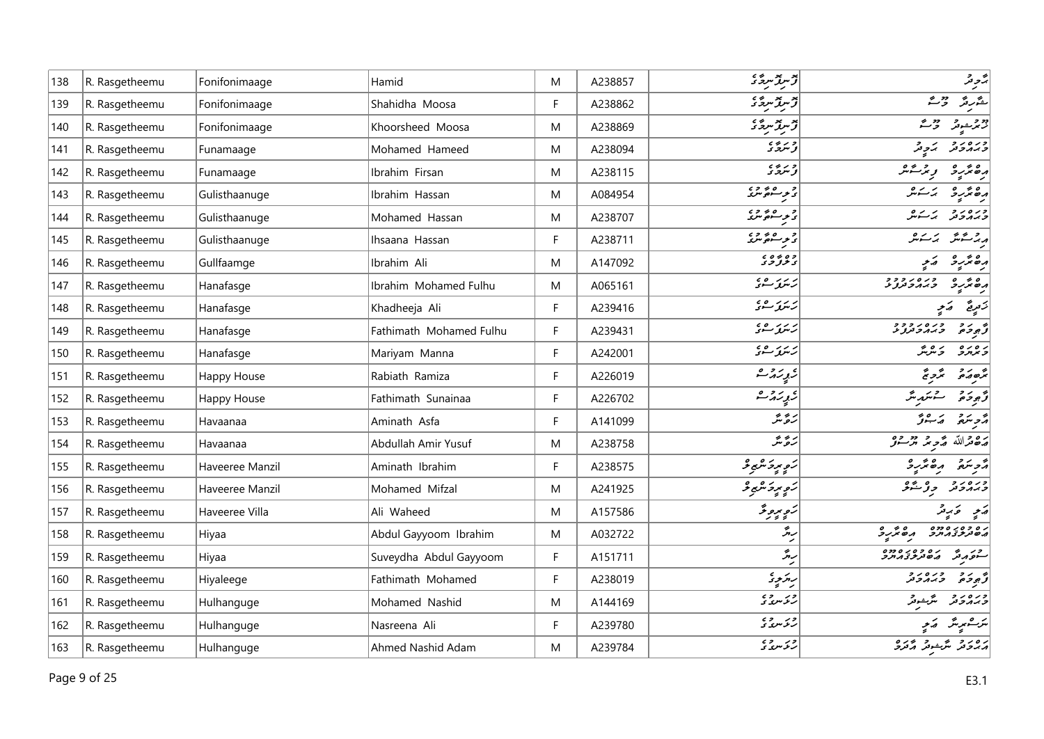| 138 | R. Rasgetheemu | Fonifonimaage | Hamid | M | A238857 | ߊ | ޙާމިދު |
|---|---|---|---|---|---|---|---|
| 139 | R. Rasgetheemu | Fonifonimaage | Shahidha Moosa | F | A238862 | ފޮނިފޮނިމާގެ | ޝާހިދާ މޫސާ |
| 140 | R. Rasgetheemu | Fonifonimaage | Khoorsheed Moosa | M | A238869 | ފޮނިފޮނިމާގެ | ޚޫރުޝީދު މޫސާ |
| 141 | R. Rasgetheemu | Funamaage | Mohamed Hameed | M | A238094 | ފުނަމާގެ | މުހައްމަދު ހަމީދު |
| 142 | R. Rasgetheemu | Funamaage | Ibrahim Firsan | M | A238115 | ފުނަމާގެ | އިބްރާހީމް ފިރުސާން |
| 143 | R. Rasgetheemu | Gulisthaanuge | Ibrahim Hassan | M | A084954 | ގުލިސްތާނުގެ | އިބްރާހީމް ހަސަން |
| 144 | R. Rasgetheemu | Gulisthaanuge | Mohamed Hassan | M | A238707 | ގުލިސްތާނުގެ | މުހައްމަދު ހަސަން |
| 145 | R. Rasgetheemu | Gulisthaanuge | Ihsaana Hassan | F | A238711 | ގުލިސްތާނުގެ | އިހްސާނާ ހަސަން |
| 146 | R. Rasgetheemu | Gullfaamge | Ibrahim Ali | M | A147092 | ގުލްފާމްގެ | އިބްރާހީމް އަލި |
| 147 | R. Rasgetheemu | Hanafasge | Ibrahim Mohamed Fulhu | M | A065161 | ހަނަފަސްގެ | އިބްރާހީމް މުހައްމަދުފުޅު |
| 148 | R. Rasgetheemu | Hanafasge | Khadheeja Ali | F | A239416 | ހަނަފަސްގެ | ޚަދީޖާ އަލި |
| 149 | R. Rasgetheemu | Hanafasge | Fathimath Mohamed Fulhu | F | A239431 | ހަނަފަސްގެ | ފާތިމަތު މުހައްމަދުފުޅު |
| 150 | R. Rasgetheemu | Hanafasge | Mariyam Manna | F | A242001 | ހަނަފަސްގެ | މަރިޔަމް މަންނާ |
| 151 | R. Rasgetheemu | Happy House | Rabiath Ramiza | F | A226019 | ހެޕީހައުސް | ރާބިޢަތު ރާމިޒާ |
| 152 | R. Rasgetheemu | Happy House | Fathimath Sunainaa | F | A226702 | ހެޕީހައުސް | ފާތިމަތު ސުނައިނާ |
| 153 | R. Rasgetheemu | Havaanaa | Aminath Asfa | F | A141099 | ހަވާނާ | އާމިނަތު އަސްފާ |
| 154 | R. Rasgetheemu | Havaanaa | Abdullah Amir Yusuf | M | A238758 | ހަވާނާ | އަބްދުﷲ އާމިރު ޔޫސުފް |
| 155 | R. Rasgetheemu | Haveeree Manzil | Aminath Ibrahim | F | A238575 | ހަވީރީމަންޒިލް | އާމިނަތު އިބްރާހީމް |
| 156 | R. Rasgetheemu | Haveeree Manzil | Mohamed Mifzal | M | A241925 | ހަވީރީމަންޒިލް | މުހައްމަދު މިފްޒާލް |
| 157 | R. Rasgetheemu | Haveeree Villa | Ali Waheed | M | A157586 | ހަވީރީވިލާ | އަލި ވަހީދު |
| 158 | R. Rasgetheemu | Hiyaa | Abdul Gayyoom Ibrahim | M | A032722 | ހިޔާ | އަބްދުލްޤައްޔޫމް އިބްރާހީމް |
| 159 | R. Rasgetheemu | Hiyaa | Suveydha Abdul Gayyoom | F | A151711 | ހިޔާ | ސުވޭދާ އަބްދުލްޤައްޔޫމް |
| 160 | R. Rasgetheemu | Hiyaleege | Fathimath Mohamed | F | A238019 | ހިޔަލީގެ | ފާތިމަތު މުހައްމަދު |
| 161 | R. Rasgetheemu | Hulhanguge | Mohamed Nashid | M | A144169 | ހުޅަނގުގެ | މުހައްމަދު ނާޝިދު |
| 162 | R. Rasgetheemu | Hulhanguge | Nasreena Ali | F | A239780 | ހުޅަނގުގެ | ނަސްރީނާ އަލި |
| 163 | R. Rasgetheemu | Hulhanguge | Ahmed Nashid Adam | M | A239784 | ހުޅަނގުގެ | އަހުމަދު ނާޝިދު އާދަމް |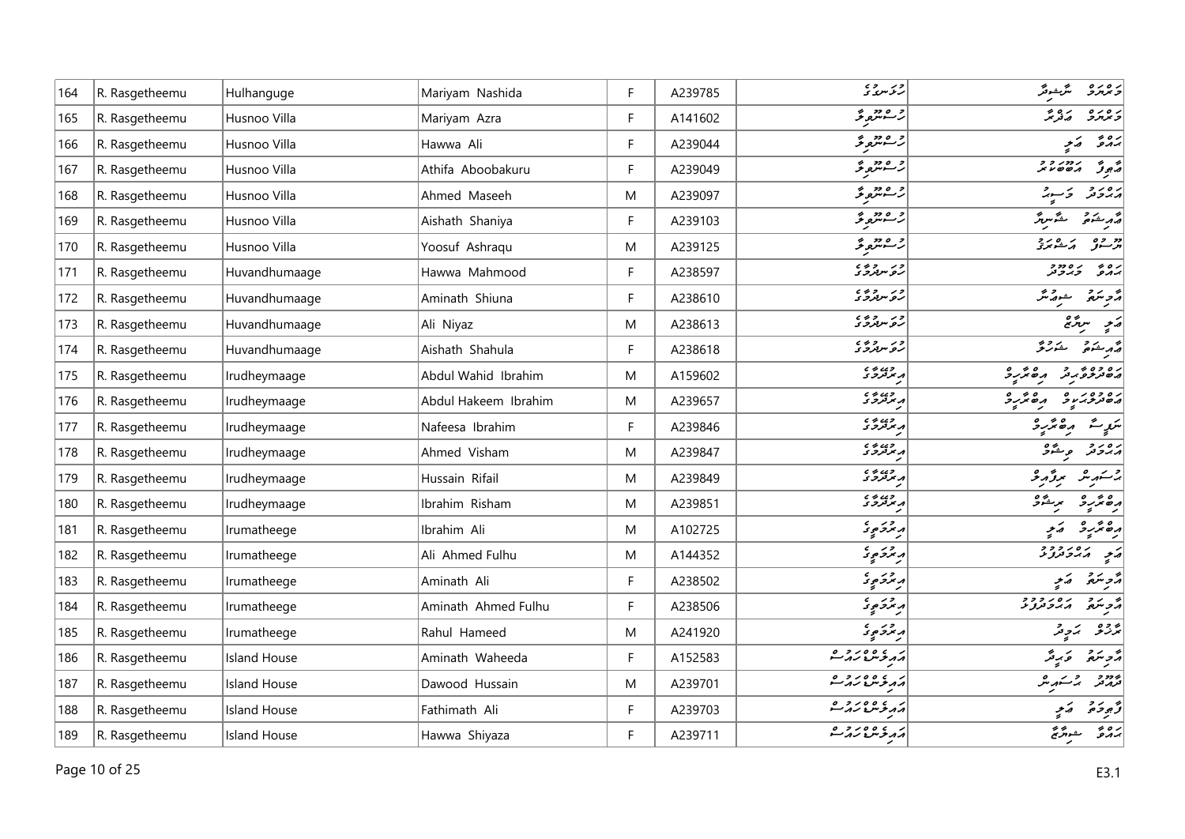| 164 | R. Rasgetheemu | Hulhanguge | Mariyam Nashida | F | A239785 | ژىزسرى ى | ىزىرىزى سگرشوتر |
|---|---|---|---|---|---|---|---|
| 165 | R. Rasgetheemu | Husnoo Villa | Mariyam Azra | F | A141602 | ژسىشرو ئۇ | ىزىرىزى ەىزىر |
| 166 | R. Rasgetheemu | Husnoo Villa | Hawwa Ali | F | A239044 | ژسىشرو ئۇ | ىزەق ەيج |
| 167 | R. Rasgetheemu | Husnoo Villa | Athifa Aboobakuru | F | A239049 | ژسىشرو ئۇ | ەجوق ەھھەتى |
| 168 | R. Rasgetheemu | Husnoo Villa | Ahmed Maseeh | M | A239097 | ژسىشرو ئۇ | ەىرىزى ىزسەر |
| 169 | R. Rasgetheemu | Husnoo Villa | Aishath Shaniya | F | A239103 | ژسىشرو ئۇ | ەمەشقى شگسرىگ |
| 170 | R. Rasgetheemu | Husnoo Villa | Yoosuf Ashraqu | M | A239125 | ژسىشرو ئۇ | تىرسىق ەرشەتىرى |
| 171 | R. Rasgetheemu | Huvandhumaage | Hawwa Mahmood | F | A238597 | ژوسرترىرى | ىزەق ىزىرىرىتر |
| 172 | R. Rasgetheemu | Huvandhumaage | Aminath Shiuna | F | A238610 | ژوسرترىرى | ەرىسرى شوەيتر |
| 173 | R. Rasgetheemu | Huvandhumaage | Ali Niyaz | M | A238613 | ژوسرترىرى | ەيج سرەتج |
| 174 | R. Rasgetheemu | Huvandhumaage | Aishath Shahula | F | A238618 | ژوسرترىرى | ەمەشقى شەرىتى |
| 175 | R. Rasgetheemu | Irudheymaage | Abdul Wahid Ibrahim | M | A159602 | ەبرتررىرى | ەھترىرەبرىتر رەھترىرى |
| 176 | R. Rasgetheemu | Irudheymaage | Abdul Hakeem Ibrahim | M | A239657 | ەبرتررىرى | ەھترىرىرىرى رەھترىرى |
| 177 | R. Rasgetheemu | Irudheymaage | Nafeesa Ibrahim | F | A239846 | ەبرتررىرى | سرىپوشە رەھترىرى |
| 178 | R. Rasgetheemu | Irudheymaage | Ahmed Visham | M | A239847 | ەبرتررىرى | ەىرىزى ورشەتى |
| 179 | R. Rasgetheemu | Irudheymaage | Hussain Rifail | M | A239849 | ەبرتررىرى | ژسەمرىر برىرىمىتى |
| 180 | R. Rasgetheemu | Irudheymaage | Ibrahim Risham | M | A239851 | ەبرتررىرى | رەھترىرى برشەتى |
| 181 | R. Rasgetheemu | Irumatheege | Ibrahim Ali | M | A102725 | ەبرىزىمپوى | رەھترىرى ەيج |
| 182 | R. Rasgetheemu | Irumatheege | Ali Ahmed Fulhu | M | A144352 | ەبرىزىمپوى | ەيج ەىرىزىترىزى |
| 183 | R. Rasgetheemu | Irumatheege | Aminath Ali | F | A238502 | ەبرىزىمپوى | ەرىسرى ەيج |
| 184 | R. Rasgetheemu | Irumatheege | Aminath Ahmed Fulhu | F | A238506 | ەبرىزىمپوى | ەرىسرى ەىرىزىترىزى |
| 185 | R. Rasgetheemu | Irumatheege | Rahul Hameed | M | A241920 | ەبرىزىمپوى | ىزرىتى ىزىرتر |
| 186 | R. Rasgetheemu | Island House | Aminath Waheeda | F | A152583 | ەمرىرسى رىزىرسە | ەرىسرى ىزىرتر |
| 187 | R. Rasgetheemu | Island House | Dawood Hussain | M | A239701 | ەمرىرسى رىزىرسە | ترەتر ژسەمرىر |
| 188 | R. Rasgetheemu | Island House | Fathimath Ali | F | A239703 | ەمرىرسى رىزىرسە | ۇجوىرى ەيج |
| 189 | R. Rasgetheemu | Island House | Hawwa Shiyaza | F | A239711 | ەمرىرسى رىزىرسە | ىزەق شوەرتج |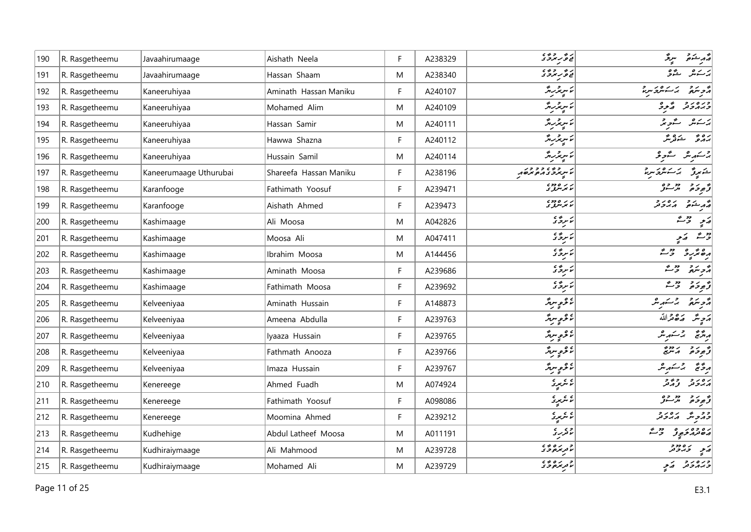| 190 | R. Rasgetheemu | Javaahirumaage | Aishath Neela | F | A238329 | ޖަވާހިރުމާގެ | އައިޝަތު ނީލާ |
|---|---|---|---|---|---|---|---|
| 191 | R. Rasgetheemu | Javaahirumaage | Hassan Shaam | M | A238340 | ޖަވާހިރުމާގެ | ހަސަން ޝާމް |
| 192 | R. Rasgetheemu | Kaneeruhiyaa | Aminath Hassan Maniku | F | A240107 | ކަނީރުހިޔާ | އާމިނަތު ހަސަންމަނިކު |
| 193 | R. Rasgetheemu | Kaneeruhiyaa | Mohamed Alim | M | A240109 | ކަނީރުހިޔާ | މުހައްމަދު އާލިމް |
| 194 | R. Rasgetheemu | Kaneeruhiyaa | Hassan Samir | M | A240111 | ކަނީރުހިޔާ | ހަސަން ސަމީރު |
| 195 | R. Rasgetheemu | Kaneeruhiyaa | Hawwa Shazna | F | A240112 | ކަނީރުހިޔާ | ހައްވާ ޝަޒްނާ |
| 196 | R. Rasgetheemu | Kaneeruhiyaa | Hussain Samil | M | A240114 | ކަނީރުހިޔާ | ހުސައިން ސާމިލް |
| 197 | R. Rasgetheemu | Kaneerumaage Uthurubai | Shareefa Hassan Maniku | F | A238196 | ކަނީރުމާގެއުތުރުބައި | ޝަރީފާ ހަސަންމަނިކު |
| 198 | R. Rasgetheemu | Karanfooge | Fathimath Yoosuf | F | A239471 | ކަރަންފޫގެ | ފާތިމަތު ޔޫސުފު |
| 199 | R. Rasgetheemu | Karanfooge | Aishath Ahmed | F | A239473 | ކަރަންފޫގެ | އައިޝަތު އަހުމަދު |
| 200 | R. Rasgetheemu | Kashimaage | Ali Moosa | M | A042826 | ކަށިމާގެ | އަލި މޫސާ |
| 201 | R. Rasgetheemu | Kashimaage | Moosa Ali | M | A047411 | ކަށިމާގެ | މޫސާ އަލި |
| 202 | R. Rasgetheemu | Kashimaage | Ibrahim Moosa | M | A144456 | ކަށިމާގެ | އިބްރާހީމް މޫސާ |
| 203 | R. Rasgetheemu | Kashimaage | Aminath Moosa | F | A239686 | ކަށިމާގެ | އާމިނަތު މޫސާ |
| 204 | R. Rasgetheemu | Kashimaage | Fathimath Moosa | F | A239692 | ކަށިމާގެ | ފާތިމަތު މޫސާ |
| 205 | R. Rasgetheemu | Kelveeniyaa | Aminath Hussain | F | A148873 | ކެލްވީނިޔާ | އާމިނަތު ހުސައިން |
| 206 | R. Rasgetheemu | Kelveeniyaa | Ameena Abdulla | F | A239763 | ކެލްވީނިޔާ | އަމީނާ އަބްދުﷲ |
| 207 | R. Rasgetheemu | Kelveeniyaa | Iyaaza Hussain | F | A239765 | ކެލްވީނިޔާ | އިޔާޒާ ހުސައިން |
| 208 | R. Rasgetheemu | Kelveeniyaa | Fathmath Anooza | F | A239766 | ކެލްވީނިޔާ | ފާތިމަތު އަނޫޒާ |
| 209 | R. Rasgetheemu | Kelveeniyaa | Imaza Hussain | F | A239767 | ކެލްވީނިޔާ | އިމާޒާ ހުސައިން |
| 210 | R. Rasgetheemu | Kenereege | Ahmed Fuadh | M | A074924 | ކެނެރީގެ | އަހުމަދު ފުއާދު |
| 211 | R. Rasgetheemu | Kenereege | Fathimath Yoosuf | F | A098086 | ކެނެރީގެ | ފާތިމަތު ޔޫސުފު |
| 212 | R. Rasgetheemu | Kenereege | Moomina Ahmed | F | A239212 | ކެނެރީގެ | މޫމިނާ އަހުމަދު |
| 213 | R. Rasgetheemu | Kudhehige | Abdul Latheef Moosa | M | A011191 | ކުދެހިގެ | އަބްދުއްލަޠީފު މޫސާ |
| 214 | R. Rasgetheemu | Kudhiraiymaage | Ali Mahmood | M | A239728 | ކުދިރައްމާގެ | އަލި މަހްމޫދު |
| 215 | R. Rasgetheemu | Kudhiraiymaage | Mohamed Ali | M | A239729 | ކުދިރައްމާގެ | މުހައްމަދު އަލި |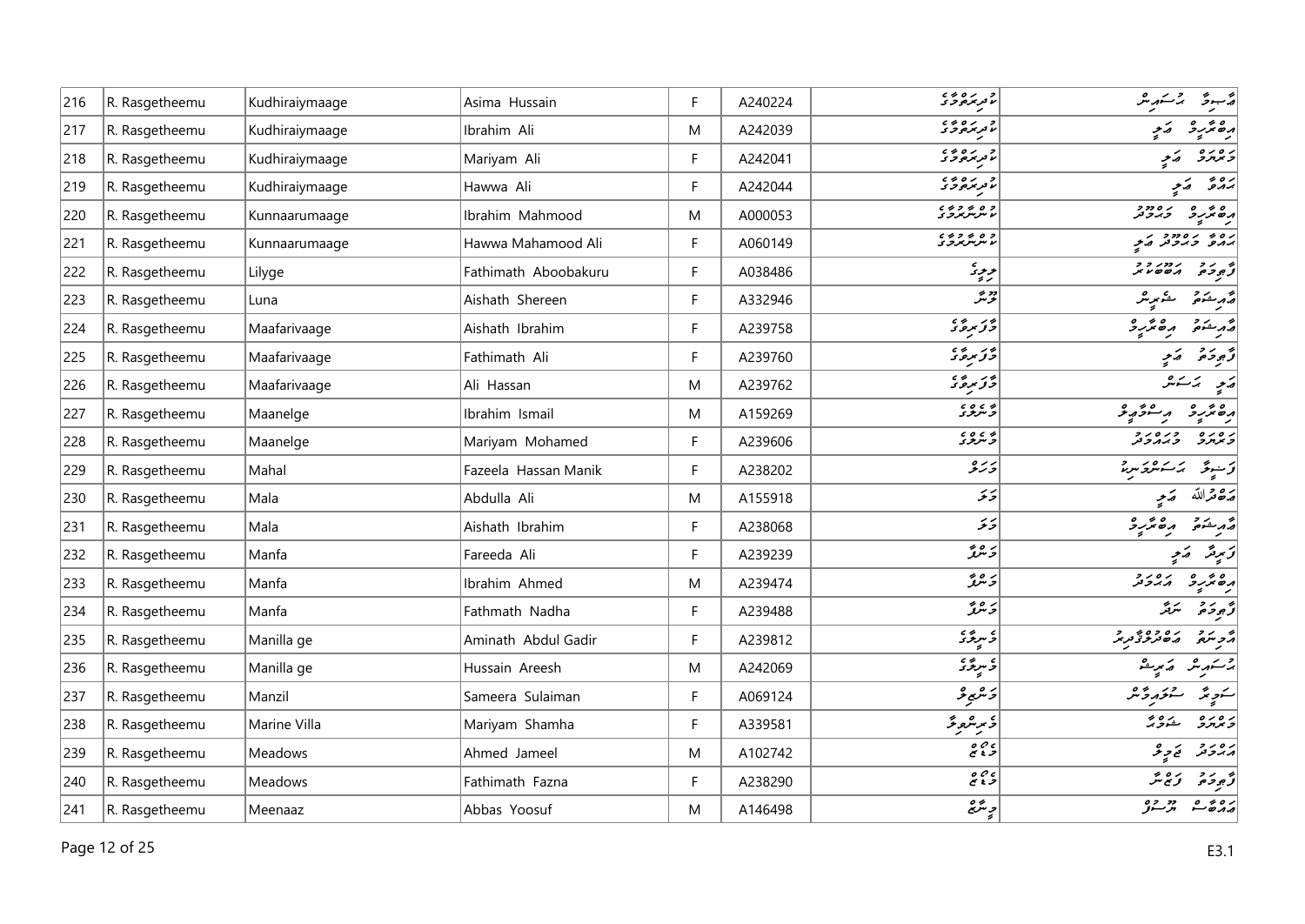| 216 | R. Rasgetheemu | Kudhiraiymaage | Asima Hussain | F | A240224 | ކުދިރައްމާގެ | އާސިމާ ހުސައިން |
|---|---|---|---|---|---|---|---|
| 217 | R. Rasgetheemu | Kudhiraiymaage | Ibrahim Ali | M | A242039 | ކުދިރައްމާގެ | އިބްރާހީމް ޢަލީ |
| 218 | R. Rasgetheemu | Kudhiraiymaage | Mariyam Ali | F | A242041 | ކުދިރައްމާގެ | މަރިޔަމް ޢަލީ |
| 219 | R. Rasgetheemu | Kudhiraiymaage | Hawwa Ali | F | A242044 | ކުދިރައްމާގެ | ހައްވާ ޢަލީ |
| 220 | R. Rasgetheemu | Kunnaarumaage | Ibrahim Mahmood | M | A000053 | ކުންނާރުމާގެ | އިބްރާހީމް މަޙްމޫދު |
| 221 | R. Rasgetheemu | Kunnaarumaage | Hawwa Mahamood Ali | F | A060149 | ކުންނާރުމާގެ | ހައްވާ މަޙްމޫދު ޢަލީ |
| 222 | R. Rasgetheemu | Lilyge | Fathimath Aboobakuru | F | A038486 | ލިލީގެ | ފާތިމަތު އަބޫބަކުރު |
| 223 | R. Rasgetheemu | Luna | Aishath Shereen | F | A332946 | ލޫނާ | އައިށަތު ޝެރީން |
| 224 | R. Rasgetheemu | Maafarivaage | Aishath Ibrahim | F | A239758 | މާފަރިވާގެ | އައިށަތު އިބްރާހީމް |
| 225 | R. Rasgetheemu | Maafarivaage | Fathimath Ali | F | A239760 | މާފަރިވާގެ | ފާތިމަތު ޢަލީ |
| 226 | R. Rasgetheemu | Maafarivaage | Ali Hassan | M | A239762 | މާފަރިވާގެ | ޢަލީ ޙަސަން |
| 227 | R. Rasgetheemu | Maanelge | Ibrahim Ismail | M | A159269 | މާނެލްގެ | އިބްރާހީމް އިސްމާޢީލް |
| 228 | R. Rasgetheemu | Maanelge | Mariyam Mohamed | F | A239606 | މާނެލްގެ | މަރިޔަމް މުޙައްމަދު |
| 229 | R. Rasgetheemu | Mahal | Fazeela Hassan Manik | F | A238202 | މަހަލް | ފަޒީލާ ޙަސަންމަނިކު |
| 230 | R. Rasgetheemu | Mala | Abdulla Ali | M | A155918 | މަލަ | އަބްދުﷲ ޢަލީ |
| 231 | R. Rasgetheemu | Mala | Aishath Ibrahim | F | A238068 | މަލަ | އައިށަތު އިބްރާހީމް |
| 232 | R. Rasgetheemu | Manfa | Fareeda Ali | F | A239239 | މަންފާ | ފަރީދާ ޢަލީ |
| 233 | R. Rasgetheemu | Manfa | Ibrahim Ahmed | M | A239474 | މަންފާ | އިބްރާހީމް އަޙްމަދު |
| 234 | R. Rasgetheemu | Manfa | Fathmath Nadha | F | A239488 | މަންފާ | ފާތިމަތު ނަދާ |
| 235 | R. Rasgetheemu | Manilla ge | Aminath Abdul Gadir | F | A239812 | މަނިލާގެ | އާމިނަތު އަބްދުލްގާދިރު |
| 236 | R. Rasgetheemu | Manilla ge | Hussain Areesh | M | A242069 | މަނިލާގެ | ހުސައިން އަރީޝް |
| 237 | R. Rasgetheemu | Manzil | Sameera Sulaiman | F | A069124 | މަންޒިލް | ސަމީރާ ސުލައިމާން |
| 238 | R. Rasgetheemu | Marine Villa | Mariyam Shamha | F | A339581 | މެރިންވިލާ | މަރިޔަމް ޝަމްހާ |
| 239 | R. Rasgetheemu | Meadows | Ahmed Jameel | M | A102742 | މެޑޯޒް | އަޙްމަދު ޖަމީލް |
| 240 | R. Rasgetheemu | Meadows | Fathimath Fazna | F | A238290 | މެޑޯޒް | ފާތިމަތު ފަޒްނާ |
| 241 | R. Rasgetheemu | Meenaaz | Abbas Yoosuf | M | A146498 | މީނާޒް | އައްބާސް ޔޫސުފް |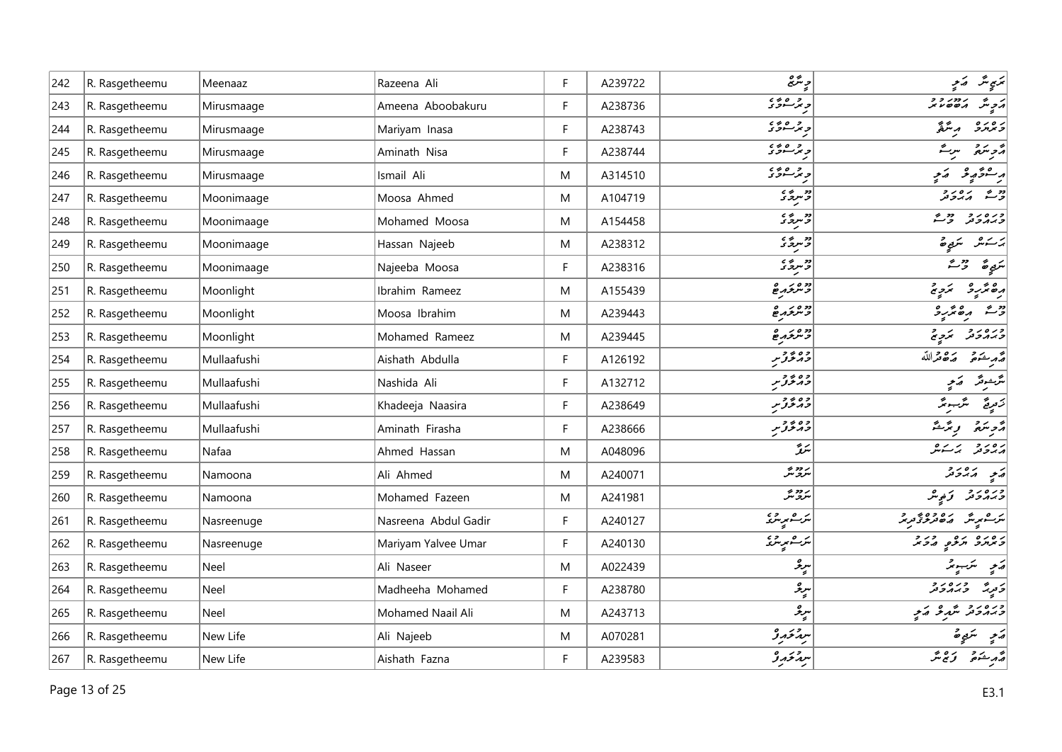| 242 | R. Rasgetheemu | Meenaaz | Razeena Ali | F | A239722 | ޖީނާޒް | ރަޒީނާ ޢަލީ |
|---|---|---|---|---|---|---|---|
| 243 | R. Rasgetheemu | Mirusmaage | Ameena Aboobakuru | F | A238736 | މިރުސްމާގެ | އަމީނާ އަބޫބަކުރު |
| 244 | R. Rasgetheemu | Mirusmaage | Mariyam Inasa | F | A238743 | މިރުސްމާގެ | މަރިޔަމް އިނާސާ |
| 245 | R. Rasgetheemu | Mirusmaage | Aminath Nisa | F | A238744 | މިރުސްމާގެ | އާމިނަތު ނިސާ |
| 246 | R. Rasgetheemu | Mirusmaage | Ismail Ali | M | A314510 | މިރުސްމާގެ | އިސްމާއީލް ޢަލީ |
| 247 | R. Rasgetheemu | Moonimaage | Moosa Ahmed | M | A104719 | މޫނިމާގެ | މޫސާ އަޙްމަދު |
| 248 | R. Rasgetheemu | Moonimaage | Mohamed Moosa | M | A154458 | މޫނިމާގެ | މުޙައްމަދު މޫސާ |
| 249 | R. Rasgetheemu | Moonimaage | Hassan Najeeb | M | A238312 | މޫނިމާގެ | ހަސަން ނަޖީބު |
| 250 | R. Rasgetheemu | Moonimaage | Najeeba Moosa | F | A238316 | މޫނިމާގެ | ނަޖީބާ މޫސާ |
| 251 | R. Rasgetheemu | Moonlight | Ibrahim Rameez | M | A155439 | މޫންލައިޓް | އިބްރާހީމް ރަމީޒު |
| 252 | R. Rasgetheemu | Moonlight | Moosa Ibrahim | M | A239443 | މޫންލައިޓް | މޫސާ އިބްރާހީމް |
| 253 | R. Rasgetheemu | Moonlight | Mohamed Rameez | M | A239445 | މޫންލައިޓް | މުޙައްމަދު ރަމީޒު |
| 254 | R. Rasgetheemu | Mullaafushi | Aishath Abdulla | F | A126192 | މުއްލާފުށި | ޢާއިޝަތު ޢަބްދުﷲ |
| 255 | R. Rasgetheemu | Mullaafushi | Nashida Ali | F | A132712 | މުއްލާފުށި | ނާޝިދާ ޢަލީ |
| 256 | R. Rasgetheemu | Mullaafushi | Khadeeja Naasira | F | A238649 | މުއްލާފުށި | ޚަދީޖާ ނާސިރާ |
| 257 | R. Rasgetheemu | Mullaafushi | Aminath Firasha | F | A238666 | މުއްލާފުށި | އާމިނަތު ފިރާޝާ |
| 258 | R. Rasgetheemu | Nafaa | Ahmed Hassan | M | A048096 | ނަފާ | އަޙްމަދު ހަސަން |
| 259 | R. Rasgetheemu | Namoona | Ali Ahmed | M | A240071 | ނަމޫނާ | ޢަލީ އަޙްމަދު |
| 260 | R. Rasgetheemu | Namoona | Mohamed Fazeen | M | A241981 | ނަމޫނާ | މުޙައްމަދު ފަޒީން |
| 261 | R. Rasgetheemu | Nasreenuge | Nasreena Abdul Gadir | F | A240127 | ނަސްރީނުގެ | ނަސްރީނާ ޢަބްދުލްޤާދިރު |
| 262 | R. Rasgetheemu | Nasreenuge | Mariyam Yalvee Umar | F | A240130 | ނަސްރީނުގެ | މަރިޔަމް ޔަލްވީ ޢުމަރު |
| 263 | R. Rasgetheemu | Neel | Ali Naseer | M | A022439 | ނީލް | ޢަލީ ނަސީރު |
| 264 | R. Rasgetheemu | Neel | Madheeha Mohamed | F | A238780 | ނީލް | މަދީޙާ މުޙައްމަދު |
| 265 | R. Rasgetheemu | Neel | Mohamed Naail Ali | M | A243713 | ނީލް | މުޙައްމަދު ނާއިލް ޢަލީ |
| 266 | R. Rasgetheemu | New Life | Ali Najeeb | M | A070281 | ނިއުލައިފް | ޢަލީ ނަޖީބު |
| 267 | R. Rasgetheemu | New Life | Aishath Fazna | F | A239583 | ނިއުލައިފް | ޢާއިޝަތު ފަޒްނާ |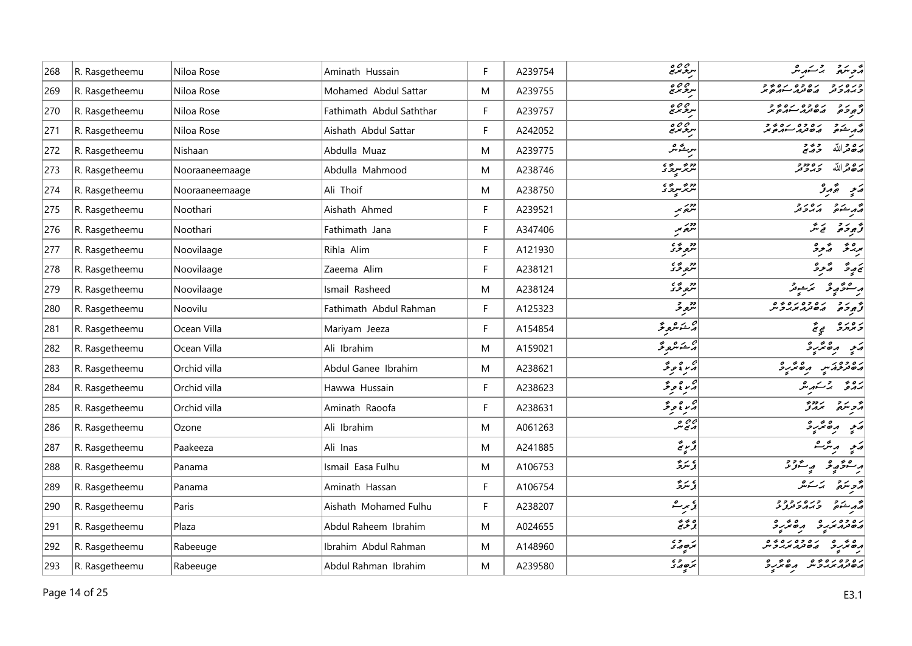| 268 | R. Rasgetheemu | Niloa Rose | Aminath Hussain | F | A239754 | سرگریمج | مُرْحِ سَرَهْ بُرْ سَمْ رِ سْ |
|---|---|---|---|---|---|---|---|
| 269 | R. Rasgetheemu | Niloa Rose | Mohamed Abdul Sattar | M | A239755 | سرگریمج | وُبَرْ بْرُ وَ تْرُ مَ ھْ تْرُ بْرُ سْ بْرُ ھْ تْرُ بْرُ |
| 270 | R. Rasgetheemu | Niloa Rose | Fathimath Abdul Saththar | F | A239757 | سرگریمج | وَّجِ وَ جْ مَ ھْ تْرُ بْرُ سْ بْرُ ھْ تْرُ بْرُ |
| 271 | R. Rasgetheemu | Niloa Rose | Aishath Abdul Sattar | F | A242052 | سرگریمج | مَّ بْرُ شَ وَ مَ ھْ تْرُ بْرُ سْ بْرُ ھْ تْرُ بْرُ |
| 272 | R. Rasgetheemu | Nishaan | Abdulla Muaz | M | A239775 | سرشگر | مَ ھْ تْرُ اللّٰہ وُ مَّ جْ |
| 273 | R. Rasgetheemu | Nooraaneemaage | Abdulla Mahmood | M | A238746 | ترتگرسرچری | مَ ھْ تْرُ اللّٰہ وَ بْرُ وْ تْرُ |
| 274 | R. Rasgetheemu | Nooraaneemaage | Ali Thoif | M | A238750 | ترتگرسرچری | مَ جِ جُّ مِ وْ |
| 275 | R. Rasgetheemu | Noothari | Aishath Ahmed | F | A239521 | ترھَمِر | مَّ بْرُ شَ وَ مَ بْرُ وَ تْرُ |
| 276 | R. Rasgetheemu | Noothari | Fathimath Jana | F | A347406 | ترھَمِر | وَّجِ وَ جْ جَ سَّ |
| 277 | R. Rasgetheemu | Noovilaage | Rihla Alim | F | A121930 | تروِگری | بِرْ بْرُ گُ مَّ جِ وْ |
| 278 | R. Rasgetheemu | Noovilaage | Zaeema Alim | F | A238121 | تروِگری | جَ مِ وَّ مَّ جِ وْ |
| 279 | R. Rasgetheemu | Noovilaage | Ismail Rasheed | M | A238124 | تروِگری | مِ سْ وَّ مِ وْ بَرَ شِ تْرُ |
| 280 | R. Rasgetheemu | Noovilu | Fathimath Abdul Rahman | F | A125323 | تروِوْ | وَّجِ وَ جْ مَ ھْ تْرُ بْرُ بَرُ بْرُ وَّ سْ |
| 281 | R. Rasgetheemu | Ocean Villa | Mariyam Jeeza | F | A154854 | مُ شَ سْرُ وِ گُ | وَ بْرُ بْرُ وْ جِ جَّ |
| 282 | R. Rasgetheemu | Ocean Villa | Ali Ibrahim | M | A159021 | مُ شَ سْرُ وِ گُ | مَ جِ مِ ھْ گُرِ وْ |
| 283 | R. Rasgetheemu | Orchid villa | Abdul Ganee Ibrahim | M | A238621 | مُ بِرِ ءِ وِ گُ | مَ ھْ تْرُ وْ مَ سِرِ مِ ھْ گُرِ وْ |
| 284 | R. Rasgetheemu | Orchid villa | Hawwa Hussain | F | A238623 | مُ بِرِ ءِ وِ گُ | بَ بْرُ وَّ بْرُ سَمْ رِ سْ |
| 285 | R. Rasgetheemu | Orchid villa | Aminath Raoofa | F | A238631 | مُ بِرِ ءِ وِ گُ | مُرْحِ سَرَهْ بَرُ بْرُ وُّ |
| 286 | R. Rasgetheemu | Ozone | Ali Ibrahim | M | A061263 | مُ جُ سْ | مَ جِ مِ ھْ گُرِ وْ |
| 287 | R. Rasgetheemu | Paakeeza | Ali Inas | M | A241885 | پُّ بِ جَّ | مَ جِ مِ سَّرُ سْ |
| 288 | R. Rasgetheemu | Panama | Ismail Easa Fulhu | M | A106753 | پُ سَرَ وَّ | مِ سْ وَّ مِ وْ مِ سَّ وُ تْرُ |
| 289 | R. Rasgetheemu | Panama | Aminath Hassan | F | A106754 | پُ سَرَ وَّ | مُرْحِ سَرَهْ بَرَ سَ سْ |
| 290 | R. Rasgetheemu | Paris | Aishath Mohamed Fulhu | F | A238207 | پُ بِرِ سْ | مَّ بْرُ شَ وَ وُبَرْ بْرُ وَ تْرُ وُ تْرُ |
| 291 | R. Rasgetheemu | Plaza | Abdul Raheem Ibrahim | M | A024655 | پُ گُ جَّ | مَ ھْ تْرُ بْرُ بَرِ وْ مِ ھْ گُرِ وْ |
| 292 | R. Rasgetheemu | Rabeeuge | Ibrahim Abdul Rahman | M | A148960 | بَرَ ھِ مُ ی | مِ ھْ گُرِ وْ مَ ھْ تْرُ بْرُ بَرُ بْرُ وَّ سْ |
| 293 | R. Rasgetheemu | Rabeeuge | Abdul Rahman Ibrahim | M | A239580 | بَرَ ھِ مُ ی | مَ ھْ تْرُ بْرُ بَرُ بْرُ وَّ سْ مِ ھْ گُرِ وْ |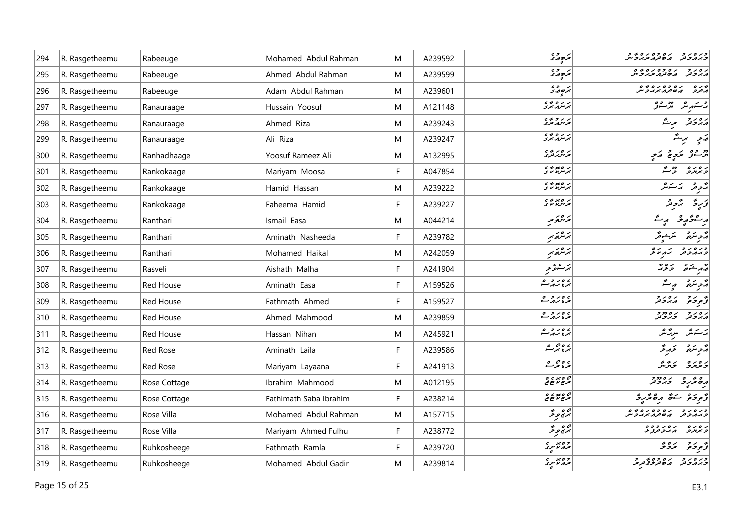| 294 | R. Rasgetheemu | Rabeeuge | Mohamed Abdul Rahman | M | A239592 | ރަބީއުގެ | މުހައްމަދު އަބްދުއްރަޙްމާން |
|---|---|---|---|---|---|---|---|
| 295 | R. Rasgetheemu | Rabeeuge | Ahmed Abdul Rahman | M | A239599 | ރަބީއުގެ | އަޙްމަދު އަބްދުއްރަޙްމާން |
| 296 | R. Rasgetheemu | Rabeeuge | Adam Abdul Rahman | M | A239601 | ރަބީއުގެ | އާދަމް އަބްދުއްރަޙްމާން |
| 297 | R. Rasgetheemu | Ranauraage | Hussain Yoosuf | M | A121148 | ރަނައުރާގެ | ހުސައިން ޔޫސުފް |
| 298 | R. Rasgetheemu | Ranauraage | Ahmed Riza | M | A239243 | ރަނައުރާގެ | އަޙްމަދު ރިޟާ |
| 299 | R. Rasgetheemu | Ranauraage | Ali Riza | M | A239247 | ރަނައުރާގެ | އަލި ރިޟާ |
| 300 | R. Rasgetheemu | Ranhadhaage | Yoosuf Rameez Ali | M | A132995 | ރަންހަދާގެ | ޔޫސުފް ރަމީޒު އަލި |
| 301 | R. Rasgetheemu | Rankokaage | Mariyam Moosa | F | A047854 | ރަންކޮކާގެ | މަރިޔަމް މޫސާ |
| 302 | R. Rasgetheemu | Rankokaage | Hamid Hassan | M | A239222 | ރަންކޮކާގެ | ހާމިދު ހަސަން |
| 303 | R. Rasgetheemu | Rankokaage | Faheema Hamid | F | A239227 | ރަންކޮކާގެ | ފަހީމާ ހާމިދު |
| 304 | R. Rasgetheemu | Ranthari | Ismail Easa | M | A044214 | ރަންތަރި | އިސްމާއީލް ޢީސާ |
| 305 | R. Rasgetheemu | Ranthari | Aminath Nasheeda | F | A239782 | ރަންތަރި | އާމިނަތު ނަޝީދާ |
| 306 | R. Rasgetheemu | Ranthari | Mohamed Haikal | M | A242059 | ރަންތަރި | މުހައްމަދު ހައިކަލް |
| 307 | R. Rasgetheemu | Rasveli | Aishath Malha | F | A241904 | ރަސްވެލި | އާއިޝަތު މަލްހާ |
| 308 | R. Rasgetheemu | Red House | Aminath Easa | F | A159526 | ރެޑްހައުސް | އާމިނަތު ޢީސާ |
| 309 | R. Rasgetheemu | Red House | Fathmath Ahmed | F | A159527 | ރެޑްހައުސް | ފާތިމަތު އަޙްމަދު |
| 310 | R. Rasgetheemu | Red House | Ahmed Mahmood | M | A239859 | ރެޑްހައުސް | އަޙްމަދު މަޙްމޫދު |
| 311 | R. Rasgetheemu | Red House | Hassan Nihan | M | A245921 | ރެޑްހައުސް | ހަސަން ނިހާން |
| 312 | R. Rasgetheemu | Red Rose | Aminath Laila | F | A239586 | ރެޑްރޯސް | އާމިނަތު ލައިލާ |
| 313 | R. Rasgetheemu | Red Rose | Mariyam Layaana | F | A241913 | ރެޑްރޯސް | މަރިޔަމް ލަޔާނާ |
| 314 | R. Rasgetheemu | Rose Cottage | Ibrahim Mahmood | M | A012195 | ރޯޒްކޮޓެޖް | އިބްރާހީމް މަޙްމޫދު |
| 315 | R. Rasgetheemu | Rose Cottage | Fathimath Saba Ibrahim | F | A238214 | ރޯޒްކޮޓެޖް | ފާތިމަތު ސަބާ އިބްރާހީމް |
| 316 | R. Rasgetheemu | Rose Villa | Mohamed Abdul Rahman | M | A157715 | ރޯޒްވިލާ | މުހައްމަދު އަބްދުއްރަޙްމާން |
| 317 | R. Rasgetheemu | Rose Villa | Mariyam Ahmed Fulhu | F | A238772 | ރޯޒްވިލާ | މަރިޔަމް އަޙްމަދުފުޅު |
| 318 | R. Rasgetheemu | Ruhkosheege | Fathmath Ramla | F | A239720 | ރުއްކޮށީގެ | ފާތިމަތު ރަމްލާ |
| 319 | R. Rasgetheemu | Ruhkosheege | Mohamed Abdul Gadir | M | A239814 | ރުއްކޮށީގެ | މުހައްމަދު އަބްދުލްޤާދިރު |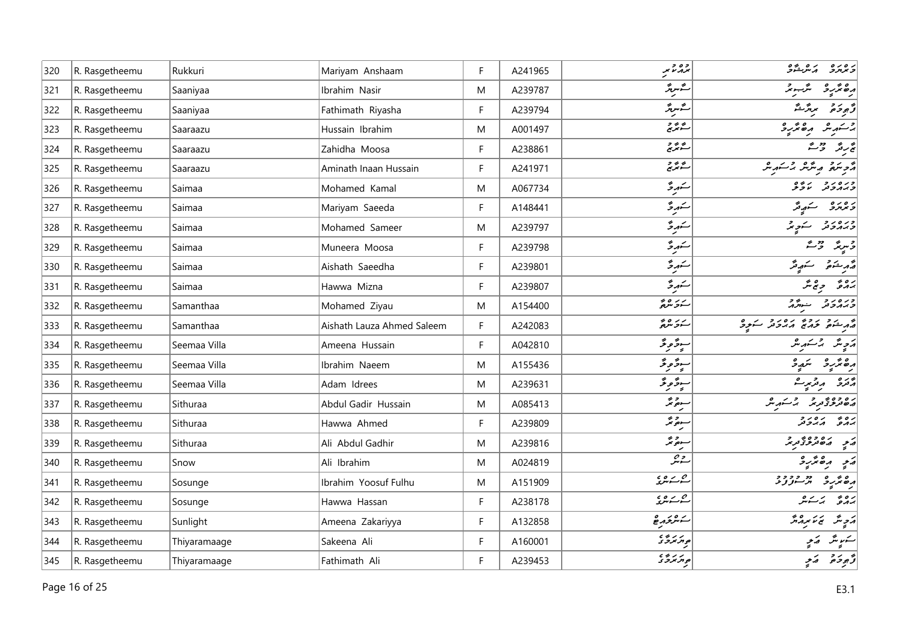| 320 | R. Rasgetheemu | Rukkuri | Mariyam Anshaam | F | A241965 | ރުއްކުރި | މަރިޔަމް އަންޝާމް |
|---|---|---|---|---|---|---|---|
| 321 | R. Rasgetheemu | Saaniyaa | Ibrahim Nasir | M | A239787 | ސާނިޔާ | އިބްރާހީމް ނާސިރު |
| 322 | R. Rasgetheemu | Saaniyaa | Fathimath Riyasha | F | A239794 | ސާނިޔާ | ފާތިމަތު ރިޔާޝާ |
| 323 | R. Rasgetheemu | Saaraazu | Hussain Ibrahim | M | A001497 | ސާރާޒު | ހުސައިން އިބްރާހީމް |
| 324 | R. Rasgetheemu | Saaraazu | Zahidha Moosa | F | A238861 | ސާރާޒު | ޒާހިދާ މޫސާ |
| 325 | R. Rasgetheemu | Saaraazu | Aminath Inaan Hussain | F | A241971 | ސާރާޒު | އާމިނަތު އިނާން ހުސައިން |
| 326 | R. Rasgetheemu | Saimaa | Mohamed Kamal | M | A067734 | ސައިމާ | މުހައްމަދު ކަމާލް |
| 327 | R. Rasgetheemu | Saimaa | Mariyam Saeeda | F | A148441 | ސައިމާ | މަރިޔަމް ސައީދާ |
| 328 | R. Rasgetheemu | Saimaa | Mohamed Sameer | M | A239797 | ސައިމާ | މުހައްމަދު ސަމީރު |
| 329 | R. Rasgetheemu | Saimaa | Muneera Moosa | F | A239798 | ސައިމާ | މުނީރާ މޫސާ |
| 330 | R. Rasgetheemu | Saimaa | Aishath Saeedha | F | A239801 | ސައިމާ | އާއިޝަތު ސައީދާ |
| 331 | R. Rasgetheemu | Saimaa | Hawwa Mizna | F | A239807 | ސައިމާ | ހައްވާ މިޒްނާ |
| 332 | R. Rasgetheemu | Samanthaa | Mohamed Ziyau | M | A154400 | ސަމަންތާ | މުހައްމަދު ޒިޔާއު |
| 333 | R. Rasgetheemu | Samanthaa | Aishath Lauza Ahmed Saleem | F | A242083 | ސަމަންތާ | އާއިޝަތު ލައުޒާ އަހުމަދު ސަލީމް |
| 334 | R. Rasgetheemu | Seemaa Villa | Ameena Hussain | F | A042810 | ސީމާވިލާ | އަމީނާ ހުސައިން |
| 335 | R. Rasgetheemu | Seemaa Villa | Ibrahim Naeem | M | A155436 | ސީމާވިލާ | އިބްރާހީމް ނައީމް |
| 336 | R. Rasgetheemu | Seemaa Villa | Adam Idrees | M | A239631 | ސީމާވިލާ | އާދަމް އިދްރީސް |
| 337 | R. Rasgetheemu | Sithuraa | Abdul Gadir Hussain | M | A085413 | ސިތުރާ | އަބްދުލްޣާދިރު ހުސައިން |
| 338 | R. Rasgetheemu | Sithuraa | Hawwa Ahmed | F | A239809 | ސިތުރާ | ހައްވާ އަހުމަދު |
| 339 | R. Rasgetheemu | Sithuraa | Ali Abdul Gadhir | M | A239816 | ސިތުރާ | އަލި އަބްދުލްޣާދިރު |
| 340 | R. Rasgetheemu | Snow | Ali Ibrahim | M | A024819 | ސްނޯ | އަލި އިބްރާހީމް |
| 341 | R. Rasgetheemu | Sosunge | Ibrahim Yoosuf Fulhu | M | A151909 | ސޮސުންގެ | އިބްރާހީމް ޔޫސުފުފުޅު |
| 342 | R. Rasgetheemu | Sosunge | Hawwa Hassan | F | A238178 | ސޮސުންގެ | ހައްވާ ހަސަން |
| 343 | R. Rasgetheemu | Sunlight | Ameena Zakariyya | F | A132858 | ސަންލައިޓް | އަމީނާ ޒަކަރިއްޔާ |
| 344 | R. Rasgetheemu | Thiyaramaage | Sakeena Ali | F | A160001 | ތިޔަރަމާގެ | ސަކީނާ އަލި |
| 345 | R. Rasgetheemu | Thiyaramaage | Fathimath Ali | F | A239453 | ތިޔަރަމާގެ | ފާތިމަތު އަލި |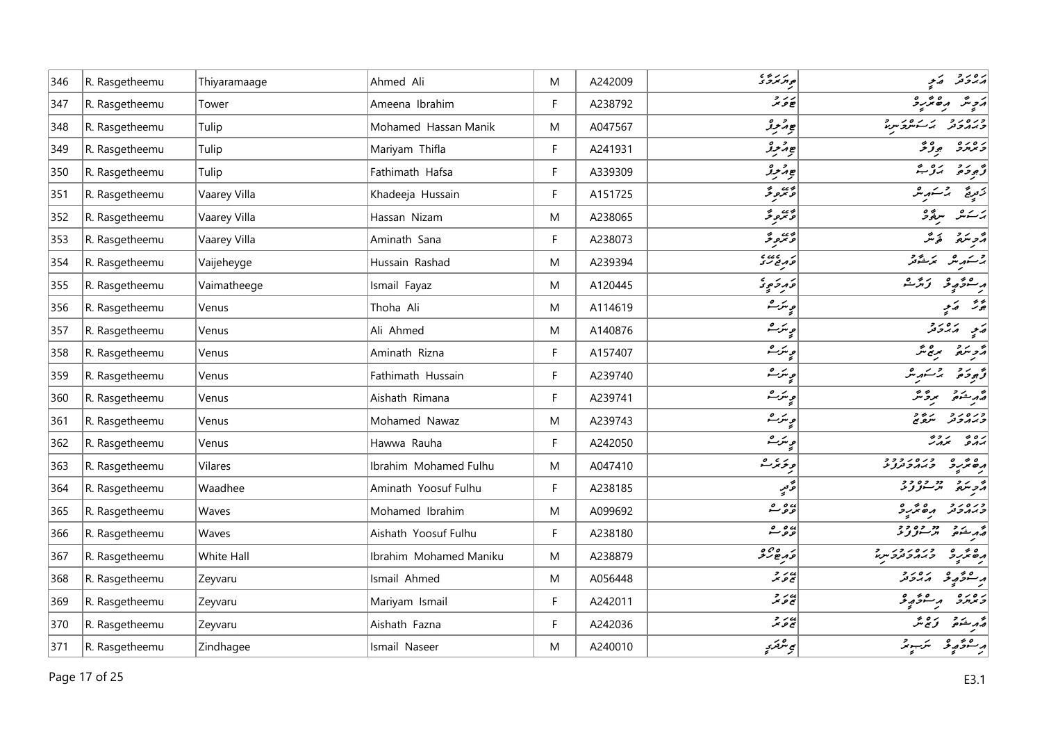| 346 | R. Rasgetheemu | Thiyaramaage | Ahmed Ali | M | A242009 | ތިޔަރަމާގެ | އަޙްމަދު އަލީ |
|---|---|---|---|---|---|---|---|
| 347 | R. Rasgetheemu | Tower | Ameena Ibrahim | F | A238792 | ޓަވަރު | އަމީނާ އިބްރާހީމް |
| 348 | R. Rasgetheemu | Tulip | Mohamed Hassan Manik | M | A047567 | ޓިއުލިޕް | މުޙައްމަދު ހަސަންމަނިކު |
| 349 | R. Rasgetheemu | Tulip | Mariyam Thifla | F | A241931 | ޓިއުލިޕް | މަރިޔަމް ތިފްލާ |
| 350 | R. Rasgetheemu | Tulip | Fathimath Hafsa | F | A339309 | ޓިއުލިޕް | ފާތިމަތު ހަފްސާ |
| 351 | R. Rasgetheemu | Vaarey Villa | Khadeeja Hussain | F | A151725 | ވާރޭވިލާ | ޚަދީޖާ ހުސައިން |
| 352 | R. Rasgetheemu | Vaarey Villa | Hassan Nizam | M | A238065 | ވާރޭވިލާ | ހަސަން ނިޒާމް |
| 353 | R. Rasgetheemu | Vaarey Villa | Aminath Sana | F | A238073 | ވާރޭވިލާ | އާމިނަތު ސަނާ |
| 354 | R. Rasgetheemu | Vaijeheyge | Hussain Rashad | M | A239394 | ވައިޖެހޭގެ | ހުސައިން ރަޝާދު |
| 355 | R. Rasgetheemu | Vaimatheege | Ismail Fayaz | M | A120445 | ވައިމަތީގެ | އިސްމާޢީލް ފައްޔާޒް |
| 356 | R. Rasgetheemu | Venus | Thoha Ali | M | A114619 | ވީނަސް | ޠާހާ އަލީ |
| 357 | R. Rasgetheemu | Venus | Ali Ahmed | M | A140876 | ވީނަސް | އަލީ އަޙްމަދު |
| 358 | R. Rasgetheemu | Venus | Aminath Rizna | F | A157407 | ވީނަސް | އާމިނަތު ރިޒްނާ |
| 359 | R. Rasgetheemu | Venus | Fathimath Hussain | F | A239740 | ވީނަސް | ފާތިމަތު ހުސައިން |
| 360 | R. Rasgetheemu | Venus | Aishath Rimana | F | A239741 | ވީނަސް | ޢާއިޝަތު ރިމާނާ |
| 361 | R. Rasgetheemu | Venus | Mohamed Nawaz | M | A239743 | ވީނަސް | މުޙައްމަދު ނަވާޒް |
| 362 | R. Rasgetheemu | Venus | Hawwa Rauha | F | A242050 | ވީނަސް | ހައްވާ ރައުހާ |
| 363 | R. Rasgetheemu | Vilares | Ibrahim Mohamed Fulhu | M | A047410 | ވިލަރެސް | އިބްރާހީމް މުޙައްމަދުފުޅު |
| 364 | R. Rasgetheemu | Waadhee | Aminath Yoosuf Fulhu | F | A238185 | ވާދީ | އާމިނަތު ޔޫސުފުފުޅު |
| 365 | R. Rasgetheemu | Waves | Mohamed Ibrahim | M | A099692 | ވޭވްސް | މުޙައްމަދު އިބްރާހީމް |
| 366 | R. Rasgetheemu | Waves | Aishath Yoosuf Fulhu | F | A238180 | ވޭވްސް | ޢާއިޝަތު ޔޫސުފުފުޅު |
| 367 | R. Rasgetheemu | White Hall | Ibrahim Mohamed Maniku | M | A238879 | ވައިޓްހޯލް | އިބްރާހީމް މުޙައްމަދުމަނިކު |
| 368 | R. Rasgetheemu | Zeyvaru | Ismail Ahmed | M | A056448 | ޒޭވަރު | އިސްމާޢީލް އަޙްމަދު |
| 369 | R. Rasgetheemu | Zeyvaru | Mariyam Ismail | F | A242011 | ޒޭވަރު | މަރިޔަމް އިސްމާޢީލް |
| 370 | R. Rasgetheemu | Zeyvaru | Aishath Fazna | F | A242036 | ޒޭވަރު | ޢާއިޝަތު ފަޒްނާ |
| 371 | R. Rasgetheemu | Zindhagee | Ismail Naseer | M | A240010 | ޒިންދަގީ | އިސްމާޢީލް ނަސީރު |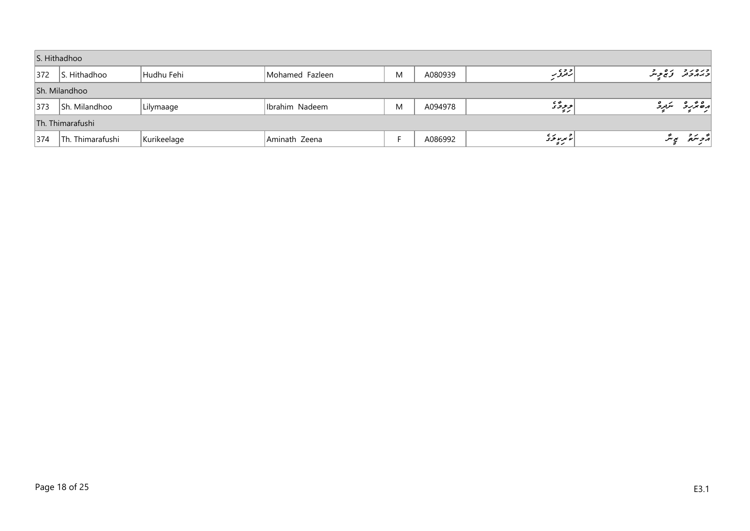| | | | | | | | |
|---|---|---|---|---|---|---|---|
| **S. Hithadhoo** | | | | | | | |
| 372 | S. Hithadhoo | Hudhu Fehi | Mohamed Fazleen | M | A080939 | ހުދުފެހި | މުހައްމަދު ފަޟްލީން |
| **Sh. Milandhoo** | | | | | | | |
| 373 | Sh. Milandhoo | Lilymaage | Ibrahim Nadeem | M | A094978 | ލިލީމާގެ | އިބްރާހީމް ނަދީމް |
| **Th. Thimarafushi** | | | | | | | |
| 374 | Th. Thimarafushi | Kurikeelage | Aminath Zeena | F | A086992 | ކުރިކީލަގެ | އާމިނަތު ޒީނާ |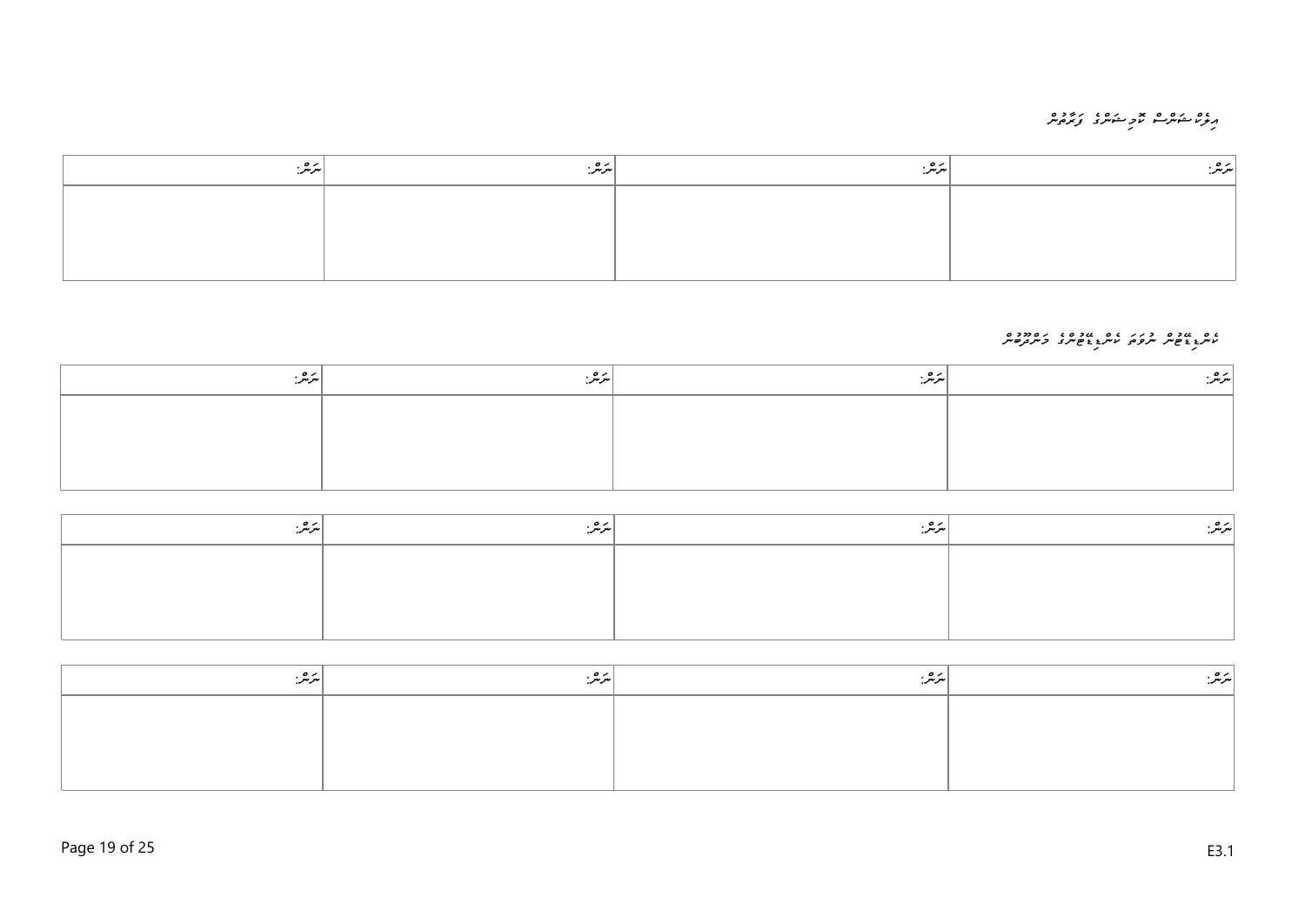# އިވެންޓަންސް ކޮމިޝަންގެ ފަރާތުން

| ނަން: | ނަން: | ނަން: | ނަން: |
|---|---|---|---|
| | | | |

## ކެންޑިޑޭޓުން ނުވަތަ ކެންޑިޑޭޓުންގެ މަންދޫބުން

| ނަން: | ނަން: | ނަން: | ނަން: |
|---|---|---|---|
| | | | |

| ނަން: | ނަން: | ނަން: | ނަން: |
|---|---|---|---|
| | | | |

| ނަން: | ނަން: | ނަން: | ނަން: |
|---|---|---|---|
| | | | |

E3.1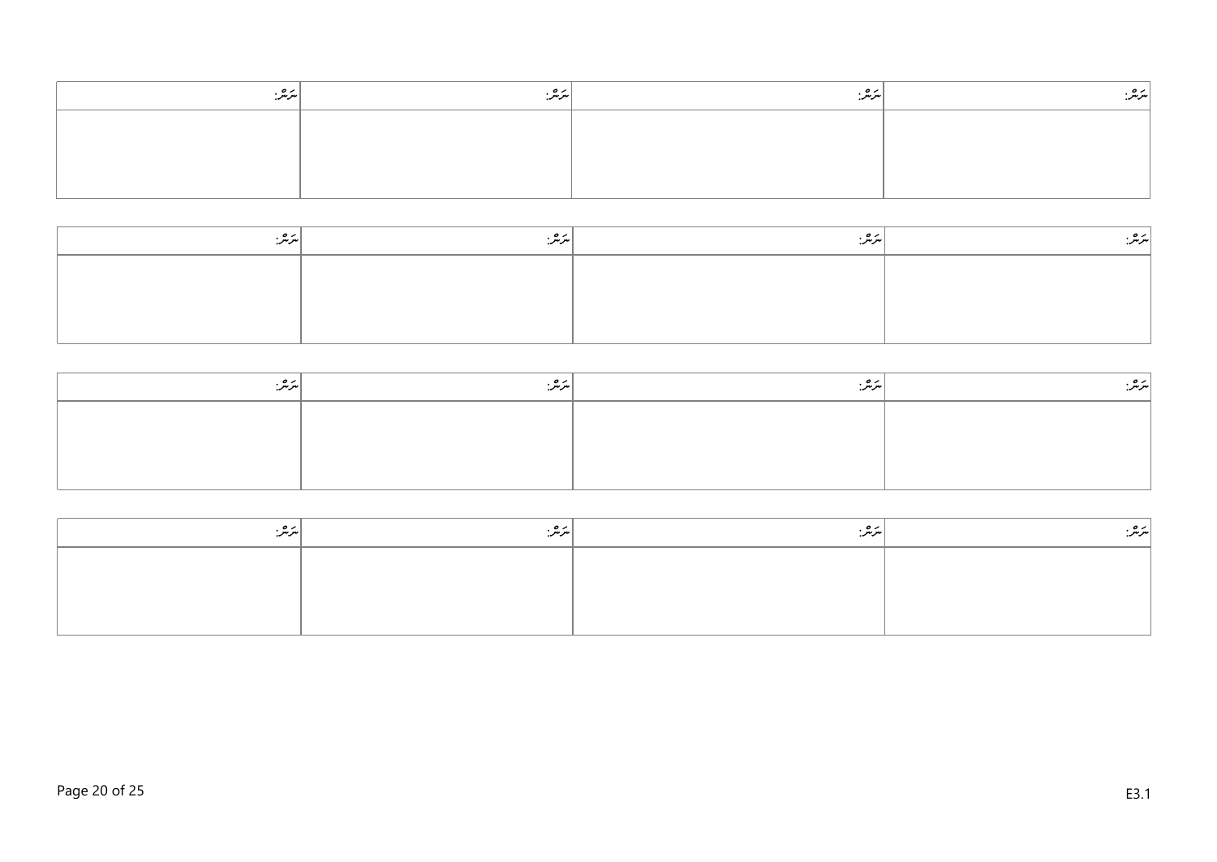| ނަރުދ: | ނަރުދ: | ނަރުދ: | ނަރުދ: |
| --- | --- | --- | --- |
| | | | |

| ނަރުދ: | ނަރުދ: | ނަރުދ: | ނަރުދ: |
| --- | --- | --- | --- |
| | | | |

| ނަރުދ: | ނަރުދ: | ނަރުދ: | ނަރުދ: |
| --- | --- | --- | --- |
| | | | |

| ނަރުދ: | ނަރުދ: | ނަރުދ: | ނަރުދ: |
| --- | --- | --- | --- |
| | | | |

E3.1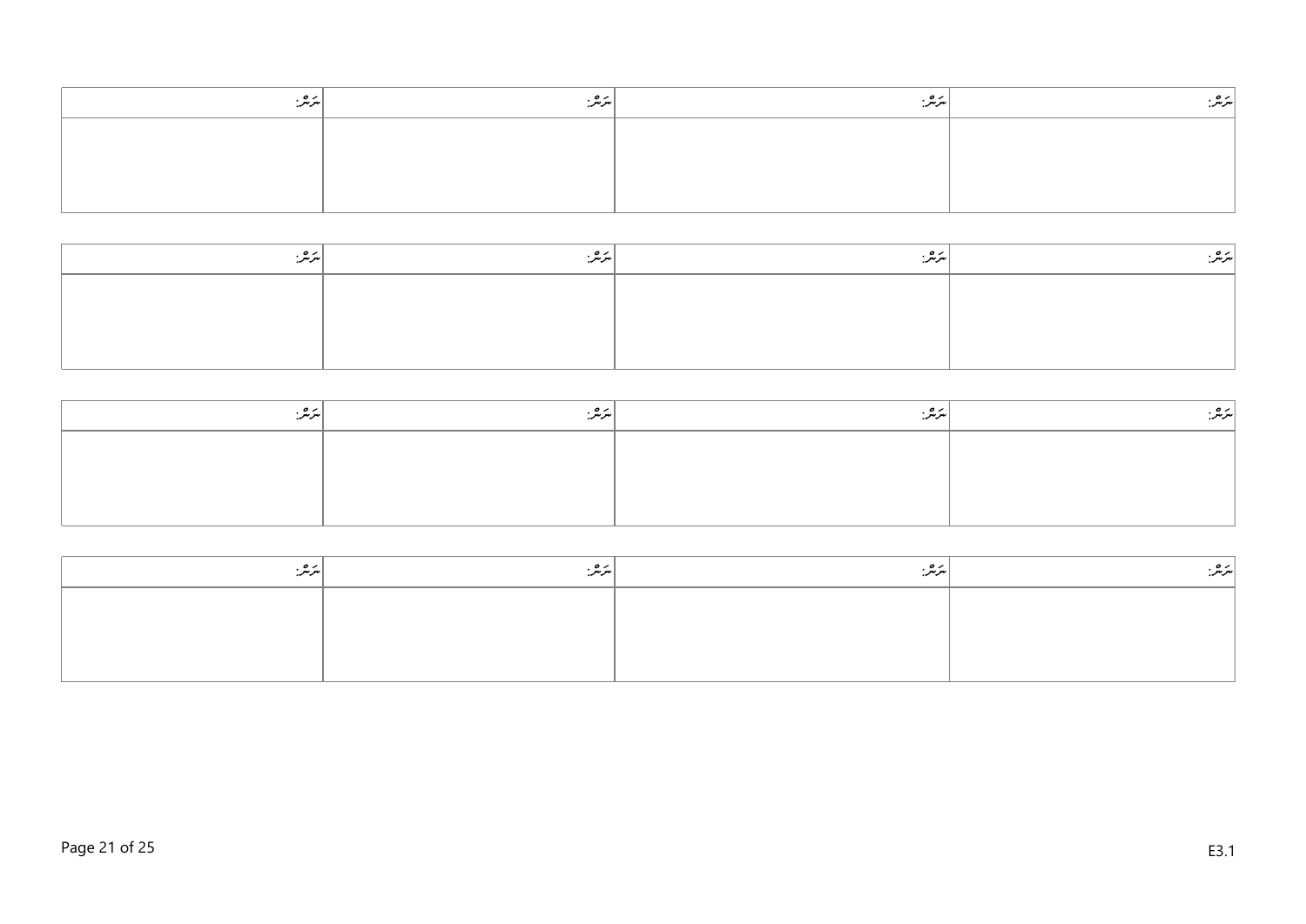| ނަރުދ: | ނަރުދ: | ނަރުދ: | ނަރުދ: |
| --- | --- | --- | --- |
| | | | |

| ނަރުދ: | ނަރުދ: | ނަރުދ: | ނަރުދ: |
| --- | --- | --- | --- |
| | | | |

| ނަރުދ: | ނަރުދ: | ނަރުދ: | ނަރުދ: |
| --- | --- | --- | --- |
| | | | |

| ނަރުދ: | ނަރުދ: | ނަރުދ: | ނަރުދ: |
| --- | --- | --- | --- |
| | | | |

E3.1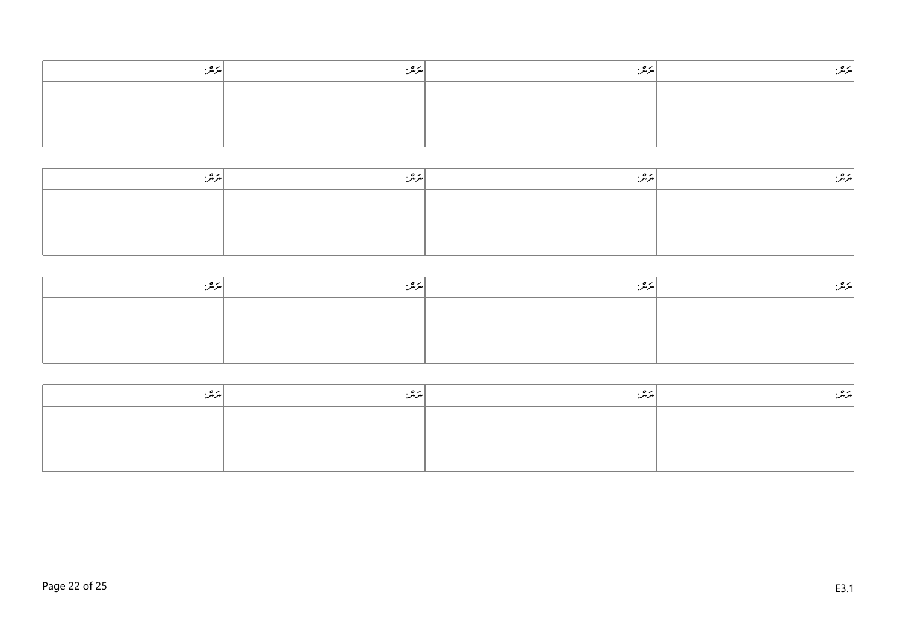| ނަރުދ: | ނަރުދ: | ނަރުދ: | ނަރުދ: |
| --- | --- | --- | --- |
| | | | |

| ނަރުދ: | ނަރުދ: | ނަރުދ: | ނަރުދ: |
| --- | --- | --- | --- |
| | | | |

| ނަރުދ: | ނަރުދ: | ނަރުދ: | ނަރުދ: |
| --- | --- | --- | --- |
| | | | |

| ނަރުދ: | ނަރުދ: | ނަރުދ: | ނަރުދ: |
| --- | --- | --- | --- |
| | | | |

E3.1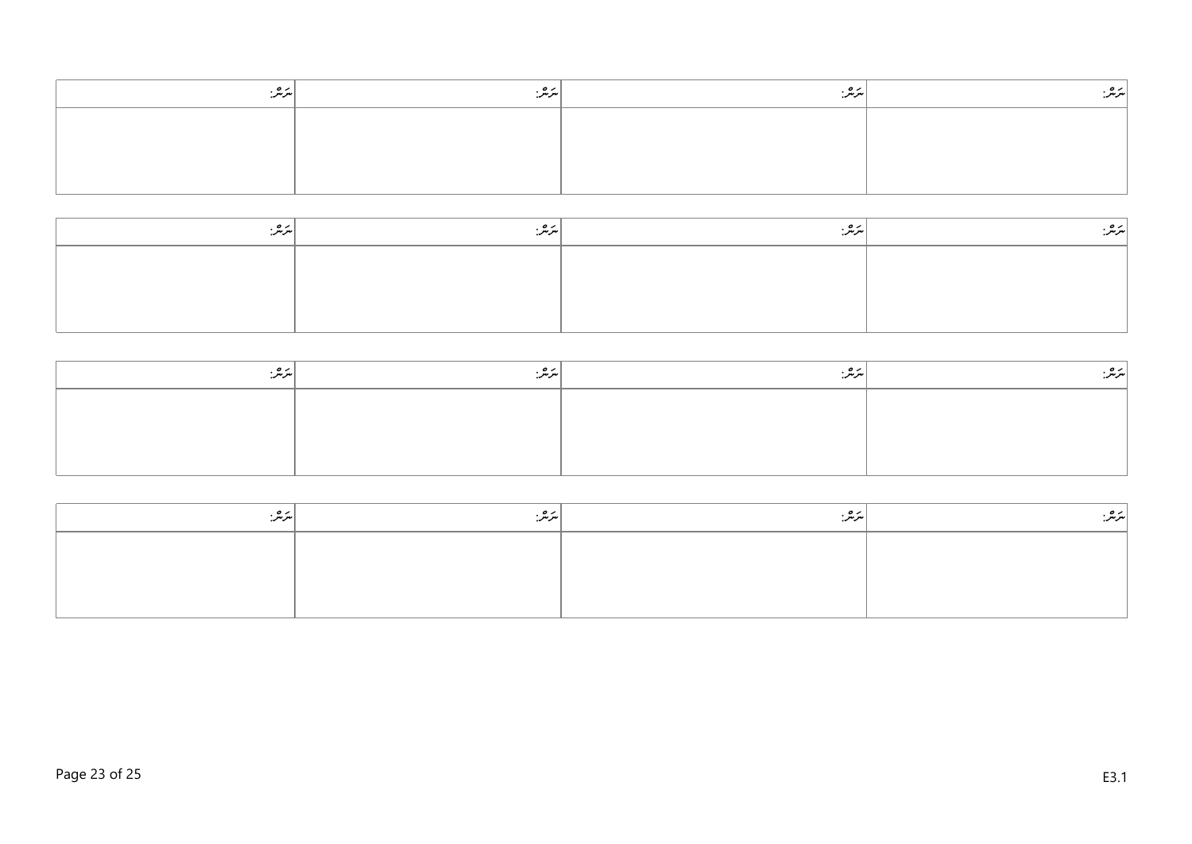| ނަރުދ: | ނަރުދ: | ނަރުދ: | ނަރުދ: |
| --- | --- | --- | --- |
| | | | |

| ނަރުދ: | ނަރުދ: | ނަރުދ: | ނަރުދ: |
| --- | --- | --- | --- |
| | | | |

| ނަރުދ: | ނަރުދ: | ނަރުދ: | ނަރުދ: |
| --- | --- | --- | --- |
| | | | |

| ނަރުދ: | ނަރުދ: | ނަރުދ: | ނަރުދ: |
| --- | --- | --- | --- |
| | | | |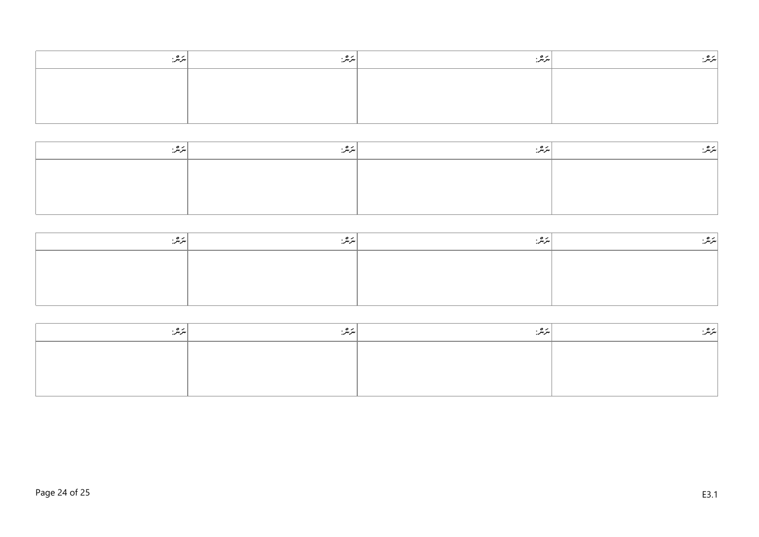| ނަރުދ: | ނަރުދ: | ނަރުދ: | ނަރުދ: |
| --- | --- | --- | --- |
| | | | |

| ނަރުދ: | ނަރުދ: | ނަރުދ: | ނަރުދ: |
| --- | --- | --- | --- |
| | | | |

| ނަރުދ: | ނަރުދ: | ނަރުދ: | ނަރުދ: |
| --- | --- | --- | --- |
| | | | |

| ނަރުދ: | ނަރުދ: | ނަރުދ: | ނަރުދ: |
| --- | --- | --- | --- |
| | | | |

E3.1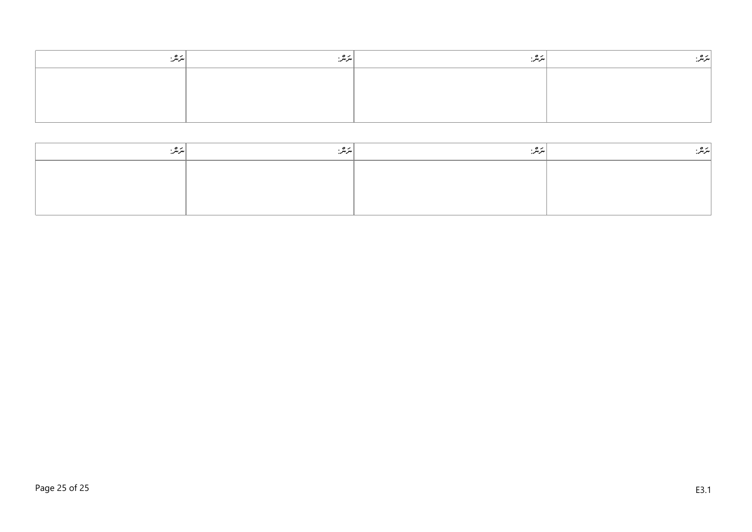| ނަންބަރު: | ނަންބަރު: | ނަންބަރު: | ނަންބަރު: |
|---|---|---|---|
| | | | |

| ނަންބަރު: | ނަންބަރު: | ނަންބަރު: | ނަންބަރު: |
|---|---|---|---|
| | | | |

E3.1